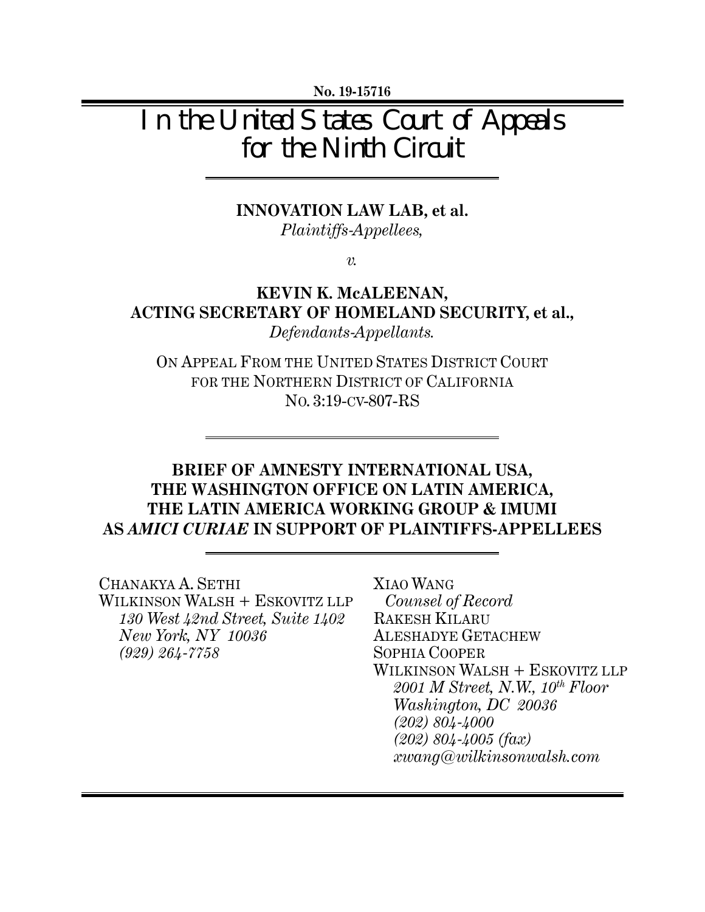**No. 19-15716**

# In the United States Court of Appeals for the Ninth Circuit

**INNOVATION LAW LAB, et al.**
*Plaintiffs-Appellees,*

*v.*

**KEVIN K. McALEENAN,**
**ACTING SECRETARY OF HOMELAND SECURITY, et al.,**
*Defendants-Appellants.*

ON APPEAL FROM THE UNITED STATES DISTRICT COURT
FOR THE NORTHERN DISTRICT OF CALIFORNIA
NO. 3:19-CV-807-RS

## BRIEF OF AMNESTY INTERNATIONAL USA, THE WASHINGTON OFFICE ON LATIN AMERICA, THE LATIN AMERICA WORKING GROUP & IMUMI AS *AMICI CURIAE* IN SUPPORT OF PLAINTIFFS-APPELLEES

CHANAKYA A. SETHI
WILKINSON WALSH + ESKOVITZ LLP
*130 West 42nd Street, Suite 1402*
*New York, NY 10036*
*(929) 264-7758*

XIAO WANG
*Counsel of Record*
RAKESH KILARU
ALESHADYE GETACHEW
SOPHIA COOPER
WILKINSON WALSH + ESKOVITZ LLP
*2001 M Street, N.W., 10th Floor*
*Washington, DC 20036*
*(202) 804-4000*
*(202) 804-4005 (fax)*
*xwang@wilkinsonwalsh.com*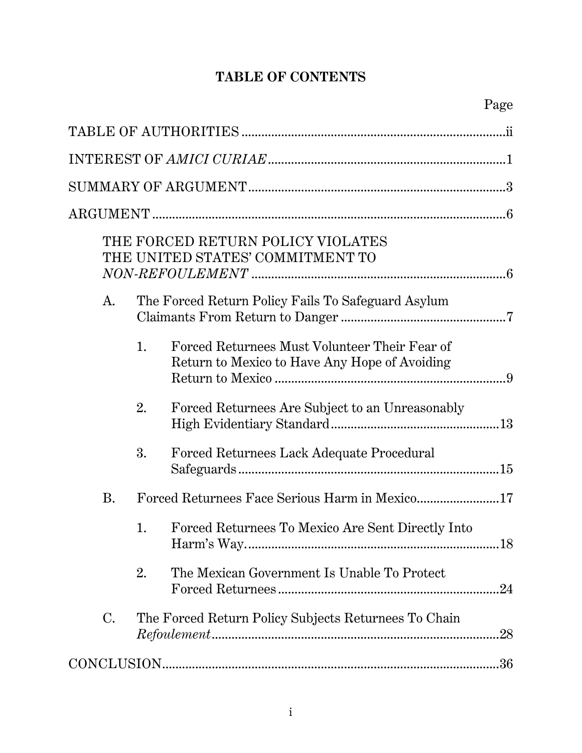# TABLE OF CONTENTS

| | Page |
|---|---|
| TABLE OF AUTHORITIES | ii |
| INTEREST OF *AMICI CURIAE* | 1 |
| SUMMARY OF ARGUMENT | 3 |
| ARGUMENT | 6 |
| THE FORCED RETURN POLICY VIOLATES THE UNITED STATES' COMMITMENT TO *NON-REFOULEMENT* | 6 |
| A. The Forced Return Policy Fails To Safeguard Asylum Claimants From Return to Danger | 7 |
| 1. Forced Returnees Must Volunteer Their Fear of Return to Mexico to Have Any Hope of Avoiding Return to Mexico | 9 |
| 2. Forced Returnees Are Subject to an Unreasonably High Evidentiary Standard | 13 |
| 3. Forced Returnees Lack Adequate Procedural Safeguards | 15 |
| B. Forced Returnees Face Serious Harm in Mexico | 17 |
| 1. Forced Returnees To Mexico Are Sent Directly Into Harm's Way. | 18 |
| 2. The Mexican Government Is Unable To Protect Forced Returnees | 24 |
| C. The Forced Return Policy Subjects Returnees To Chain *Refoulement* | 28 |
| CONCLUSION | 36 |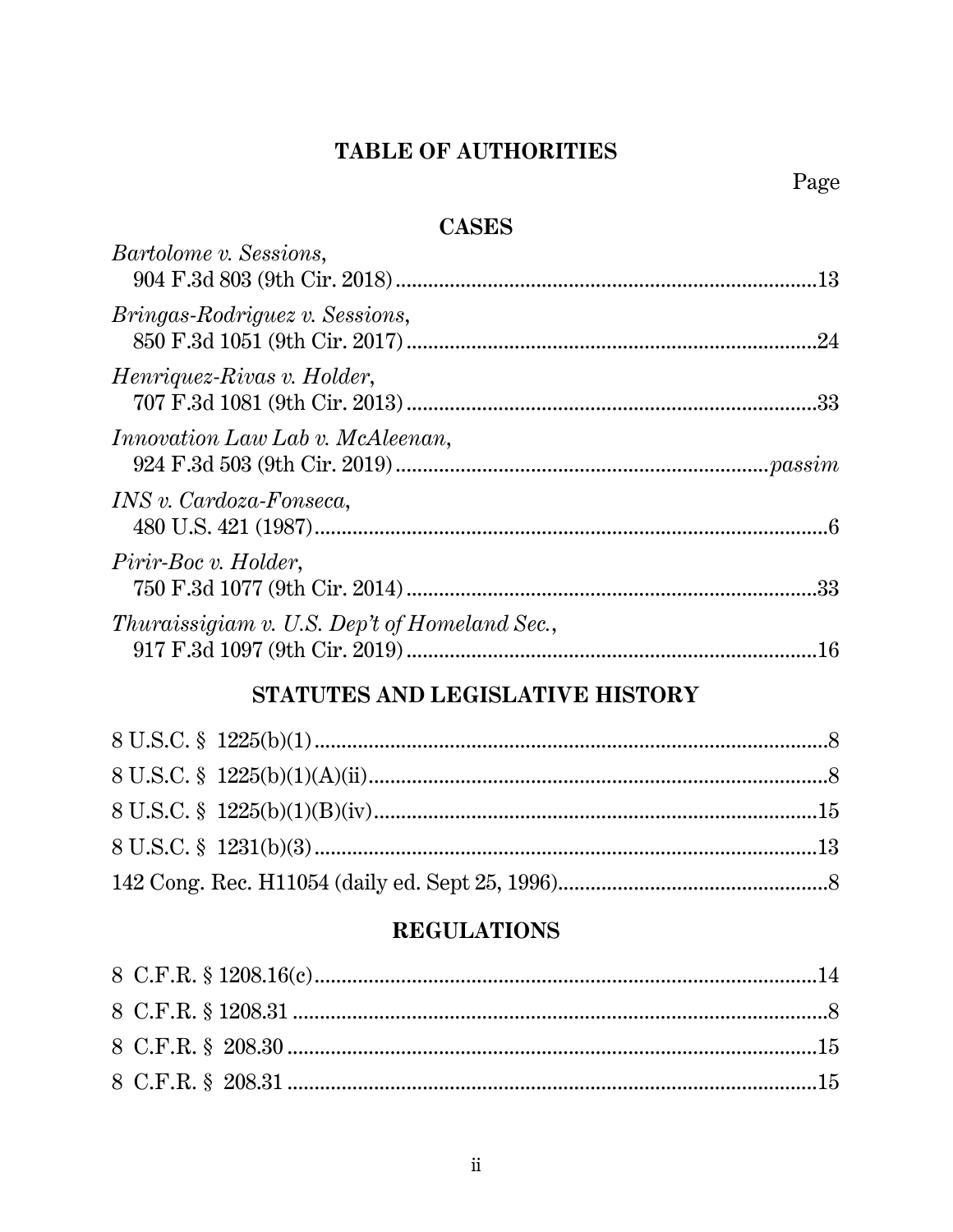# TABLE OF AUTHORITIES

Page

## CASES

*Bartolome v. Sessions*,
904 F.3d 803 (9th Cir. 2018)....................................................................13

*Bringas-Rodriguez v. Sessions*,
850 F.3d 1051 (9th Cir. 2017)..................................................................24

*Henriquez-Rivas v. Holder*,
707 F.3d 1081 (9th Cir. 2013)..................................................................33

*Innovation Law Lab v. McAleenan*,
924 F.3d 503 (9th Cir. 2019)....................................................................*passim*

*INS v. Cardoza-Fonseca*,
480 U.S. 421 (1987)..................................................................................6

*Pirir-Boc v. Holder*,
750 F.3d 1077 (9th Cir. 2014)..................................................................33

*Thuraissigiam v. U.S. Dep't of Homeland Sec.*,
917 F.3d 1097 (9th Cir. 2019)..................................................................16

## STATUTES AND LEGISLATIVE HISTORY

8 U.S.C. § 1225(b)(1)....................................................................................8

8 U.S.C. § 1225(b)(1)(A)(ii).........................................................................8

8 U.S.C. § 1225(b)(1)(B)(iv)........................................................................15

8 U.S.C. § 1231(b)(3)..................................................................................13

142 Cong. Rec. H11054 (daily ed. Sept 25, 1996)......................................8

## REGULATIONS

8 C.F.R. § 1208.16(c)..................................................................................14

8 C.F.R. § 1208.31 .......................................................................................8

8 C.F.R. § 208.30 ........................................................................................15

8 C.F.R. § 208.31 ........................................................................................15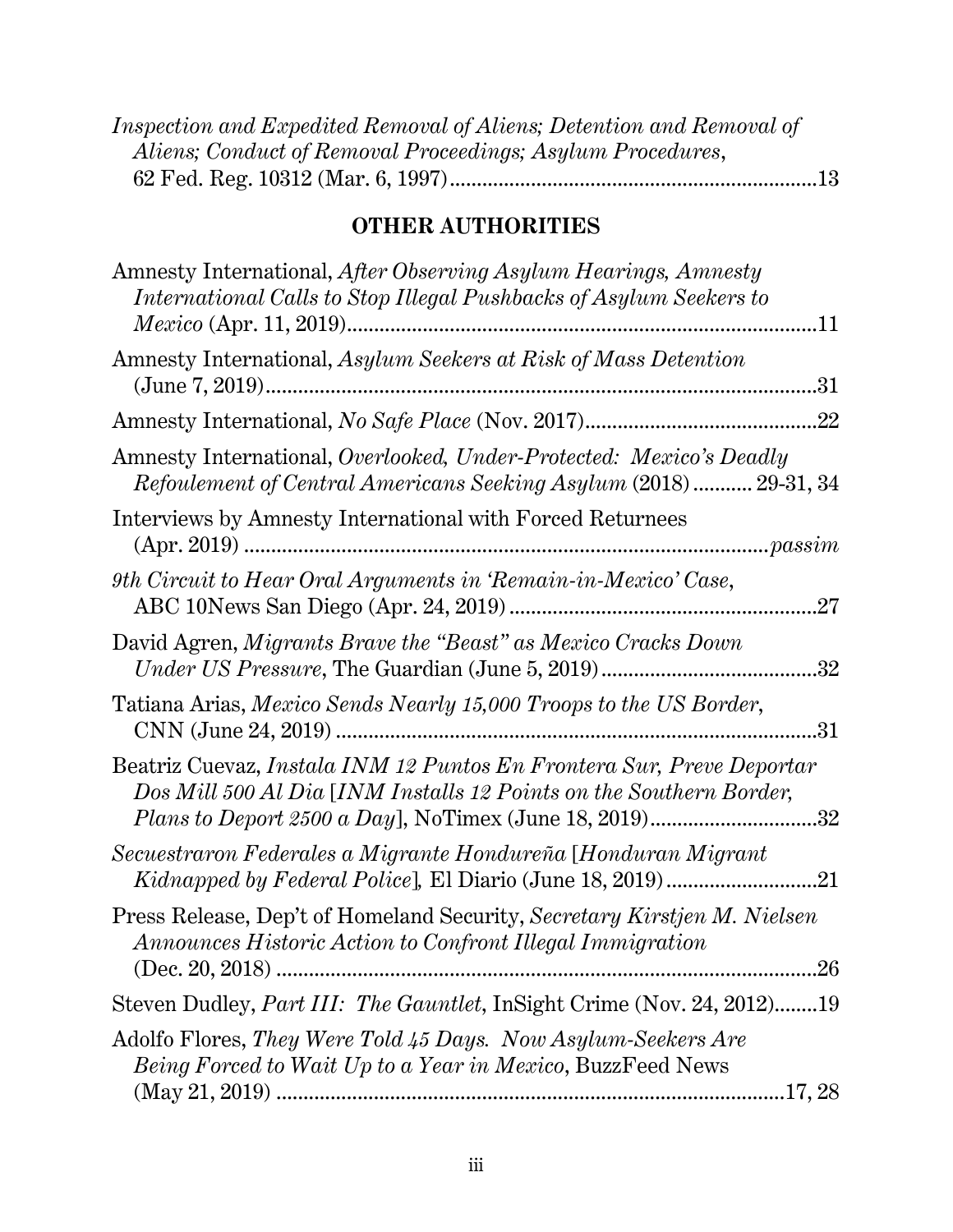*Inspection and Expedited Removal of Aliens; Detention and Removal of Aliens; Conduct of Removal Proceedings; Asylum Procedures*, 62 Fed. Reg. 10312 (Mar. 6, 1997) ....................................................................13

## OTHER AUTHORITIES

Amnesty International, *After Observing Asylum Hearings, Amnesty International Calls to Stop Illegal Pushbacks of Asylum Seekers to Mexico* (Apr. 11, 2019) ........................................................................................11

Amnesty International, *Asylum Seekers at Risk of Mass Detention* (June 7, 2019) .........................................................................................31

Amnesty International, *No Safe Place* (Nov. 2017) ..........................................22

Amnesty International, *Overlooked, Under-Protected: Mexico's Deadly Refoulement of Central Americans Seeking Asylum* (2018) ........... 29-31, 34

Interviews by Amnesty International with Forced Returnees (Apr. 2019) .................................................................................................*passim*

*9th Circuit to Hear Oral Arguments in 'Remain-in-Mexico' Case*, ABC 10News San Diego (Apr. 24, 2019) .........................................................27

David Agren, *Migrants Brave the "Beast" as Mexico Cracks Down Under US Pressure*, The Guardian (June 5, 2019) ........................................32

Tatiana Arias, *Mexico Sends Nearly 15,000 Troops to the US Border*, CNN (June 24, 2019) ..........................................................................................31

Beatriz Cuevaz, *Instala INM 12 Puntos En Frontera Sur, Preve Deportar Dos Mill 500 Al Dia* [*INM Installs 12 Points on the Southern Border, Plans to Deport 2500 a Day*], NoTimex (June 18, 2019) ...............................32

*Secuestraron Federales a Migrante Hondureña* [*Honduran Migrant Kidnapped by Federal Police*], El Diario (June 18, 2019) ............................21

Press Release, Dep't of Homeland Security, *Secretary Kirstjen M. Nielsen Announces Historic Action to Confront Illegal Immigration* (Dec. 20, 2018) ..................................................................................................26

Steven Dudley, *Part III: The Gauntlet*, InSight Crime (Nov. 24, 2012) ........19

Adolfo Flores, *They Were Told 45 Days. Now Asylum-Seekers Are Being Forced to Wait Up to a Year in Mexico*, BuzzFeed News (May 21, 2019) .......................................................................................17, 28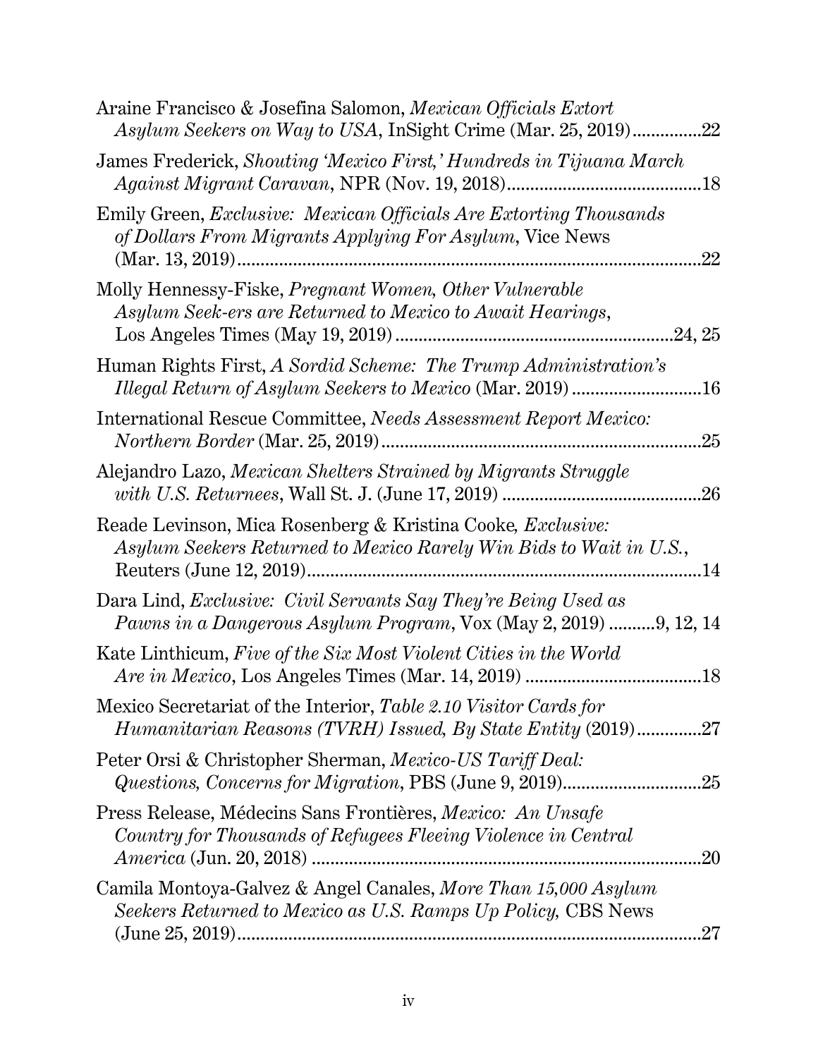Araine Francisco & Josefina Salomon, *Mexican Officials Extort Asylum Seekers on Way to USA*, InSight Crime (Mar. 25, 2019)...............22

James Frederick, *Shouting 'Mexico First,' Hundreds in Tijuana March Against Migrant Caravan*, NPR (Nov. 19, 2018)..........................................18

Emily Green, *Exclusive: Mexican Officials Are Extorting Thousands of Dollars From Migrants Applying For Asylum*, Vice News (Mar. 13, 2019)...................................................................................................22

Molly Hennessy-Fiske, *Pregnant Women, Other Vulnerable Asylum Seek-ers are Returned to Mexico to Await Hearings*, Los Angeles Times (May 19, 2019)..........................................................24, 25

Human Rights First, *A Sordid Scheme: The Trump Administration's Illegal Return of Asylum Seekers to Mexico* (Mar. 2019)............................16

International Rescue Committee, *Needs Assessment Report Mexico: Northern Border* (Mar. 25, 2019)....................................................................25

Alejandro Lazo, *Mexican Shelters Strained by Migrants Struggle with U.S. Returnees*, Wall St. J. (June 17, 2019)...........................................26

Reade Levinson, Mica Rosenberg & Kristina Cooke, *Exclusive: Asylum Seekers Returned to Mexico Rarely Win Bids to Wait in U.S.*, Reuters (June 12, 2019)....................................................................................14

Dara Lind, *Exclusive: Civil Servants Say They're Being Used as Pawns in a Dangerous Asylum Program*, Vox (May 2, 2019)..........9, 12, 14

Kate Linthicum, *Five of the Six Most Violent Cities in the World Are in Mexico*, Los Angeles Times (Mar. 14, 2019).......................................18

Mexico Secretariat of the Interior, *Table 2.10 Visitor Cards for Humanitarian Reasons (TVRH) Issued, By State Entity* (2019).............27

Peter Orsi & Christopher Sherman, *Mexico-US Tariff Deal: Questions, Concerns for Migration*, PBS (June 9, 2019)..............................25

Press Release, Médecins Sans Frontières, *Mexico: An Unsafe Country for Thousands of Refugees Fleeing Violence in Central America* (Jun. 20, 2018)...................................................................................20

Camila Montoya-Galvez & Angel Canales, *More Than 15,000 Asylum Seekers Returned to Mexico as U.S. Ramps Up Policy,* CBS News (June 25, 2019)....................................................................................................27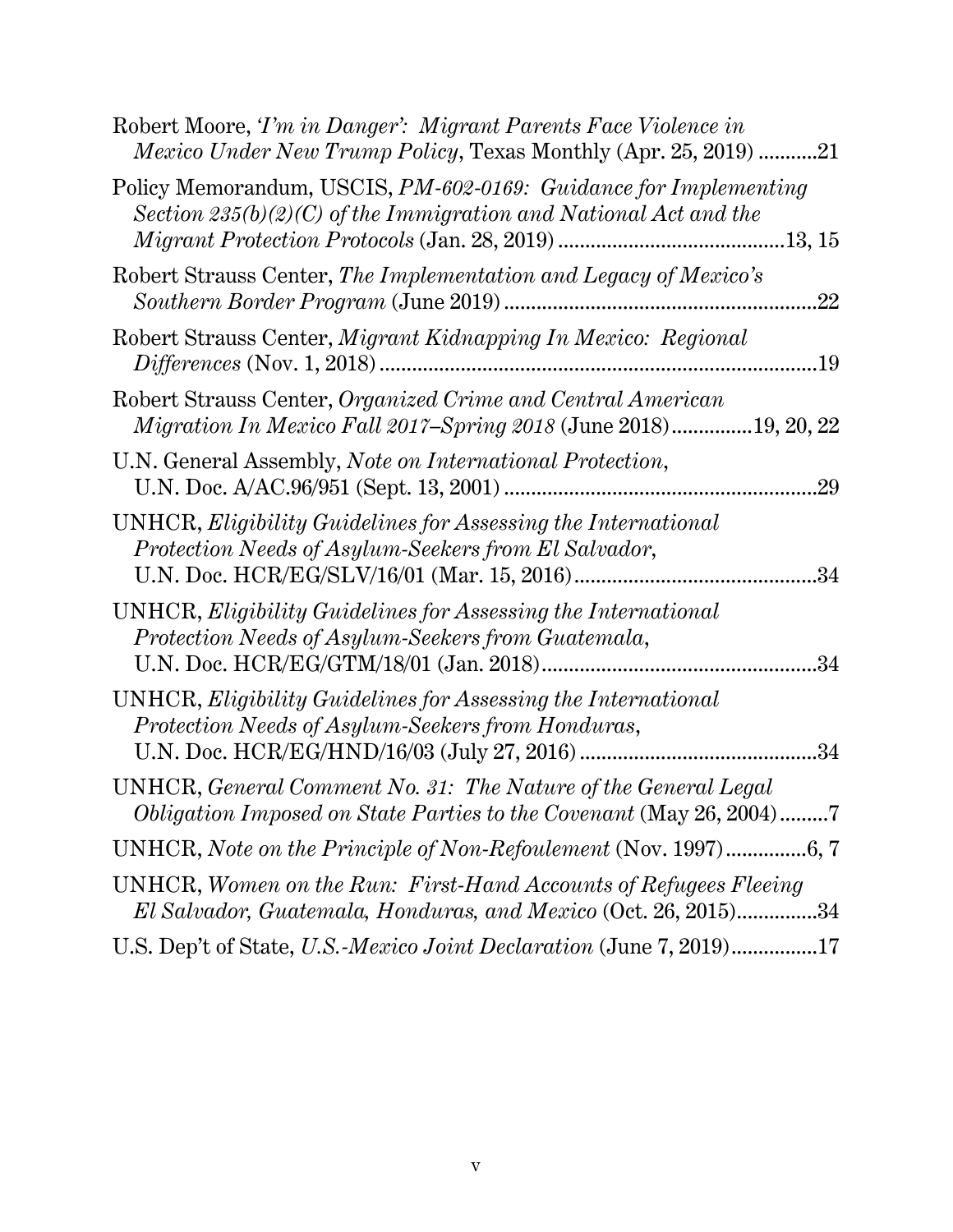Robert Moore, *'I'm in Danger': Migrant Parents Face Violence in Mexico Under New Trump Policy*, Texas Monthly (Apr. 25, 2019) ...........21

Policy Memorandum, USCIS, *PM-602-0169: Guidance for Implementing Section 235(b)(2)(C) of the Immigration and National Act and the Migrant Protection Protocols* (Jan. 28, 2019) ..........................................13, 15

Robert Strauss Center, *The Implementation and Legacy of Mexico's Southern Border Program* (June 2019) ..........................................................22

Robert Strauss Center, *Migrant Kidnapping In Mexico: Regional Differences* (Nov. 1, 2018) ..................................................................................19

Robert Strauss Center, *Organized Crime and Central American Migration In Mexico Fall 2017–Spring 2018* (June 2018)...............19, 20, 22

U.N. General Assembly, *Note on International Protection*, U.N. Doc. A/AC.96/951 (Sept. 13, 2001) ..........................................................29

UNHCR, *Eligibility Guidelines for Assessing the International Protection Needs of Asylum-Seekers from El Salvador*, U.N. Doc. HCR/EG/SLV/16/01 (Mar. 15, 2016).............................................34

UNHCR, *Eligibility Guidelines for Assessing the International Protection Needs of Asylum-Seekers from Guatemala*, U.N. Doc. HCR/EG/GTM/18/01 (Jan. 2018)...................................................34

UNHCR, *Eligibility Guidelines for Assessing the International Protection Needs of Asylum-Seekers from Honduras*, U.N. Doc. HCR/EG/HND/16/03 (July 27, 2016) ............................................34

UNHCR, *General Comment No. 31: The Nature of the General Legal Obligation Imposed on State Parties to the Covenant* (May 26, 2004).........7

UNHCR, *Note on the Principle of Non-Refoulement* (Nov. 1997)...............6, 7

UNHCR, *Women on the Run: First-Hand Accounts of Refugees Fleeing El Salvador, Guatemala, Honduras, and Mexico* (Oct. 26, 2015)...............34

U.S. Dep't of State, *U.S.-Mexico Joint Declaration* (June 7, 2019)................17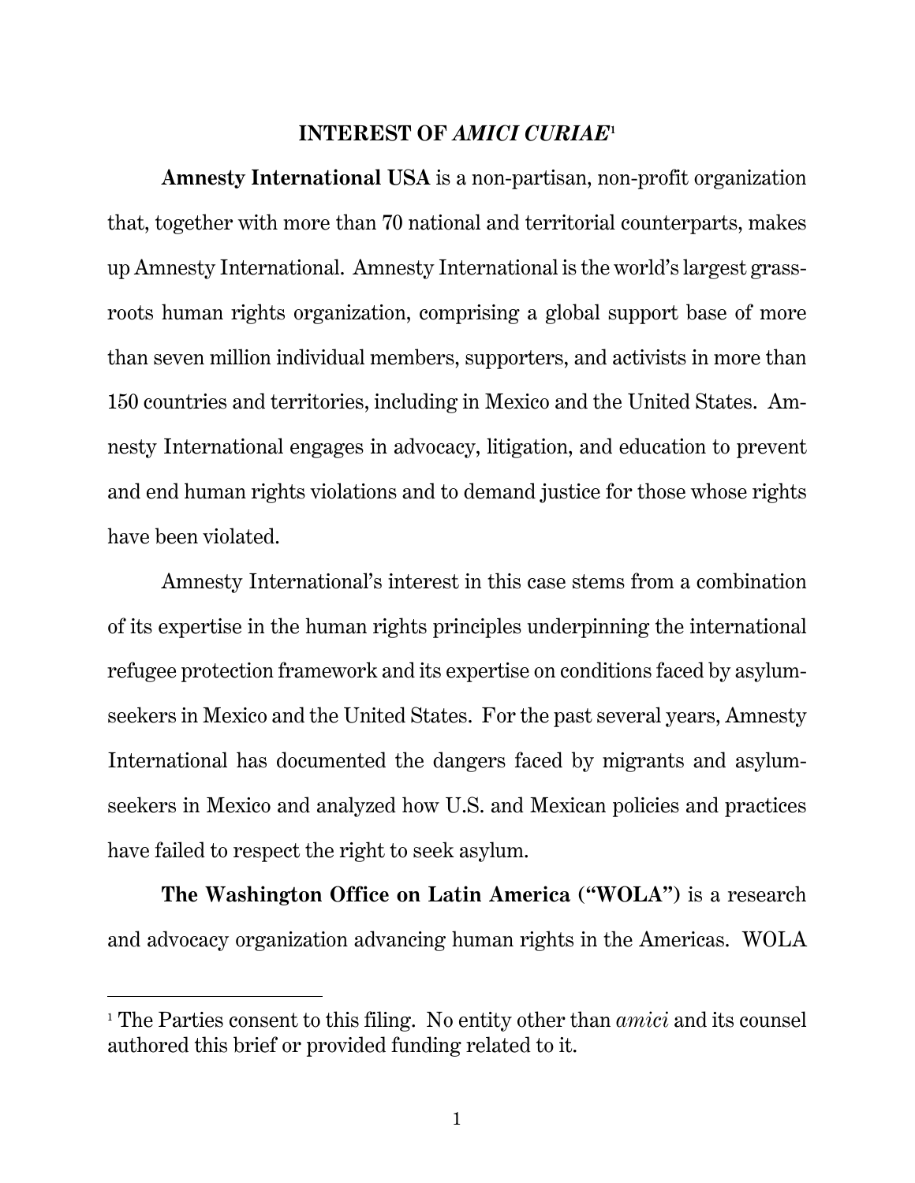## INTEREST OF *AMICI CURIAE*[1]

**Amnesty International USA** is a non-partisan, non-profit organization that, together with more than 70 national and territorial counterparts, makes up Amnesty International. Amnesty International is the world's largest grass-roots human rights organization, comprising a global support base of more than seven million individual members, supporters, and activists in more than 150 countries and territories, including in Mexico and the United States. Amnesty International engages in advocacy, litigation, and education to prevent and end human rights violations and to demand justice for those whose rights have been violated.

Amnesty International's interest in this case stems from a combination of its expertise in the human rights principles underpinning the international refugee protection framework and its expertise on conditions faced by asylum-seekers in Mexico and the United States. For the past several years, Amnesty International has documented the dangers faced by migrants and asylum-seekers in Mexico and analyzed how U.S. and Mexican policies and practices have failed to respect the right to seek asylum.

**The Washington Office on Latin America ("WOLA")** is a research and advocacy organization advancing human rights in the Americas. WOLA

[1] The Parties consent to this filing. No entity other than *amici* and its counsel authored this brief or provided funding related to it.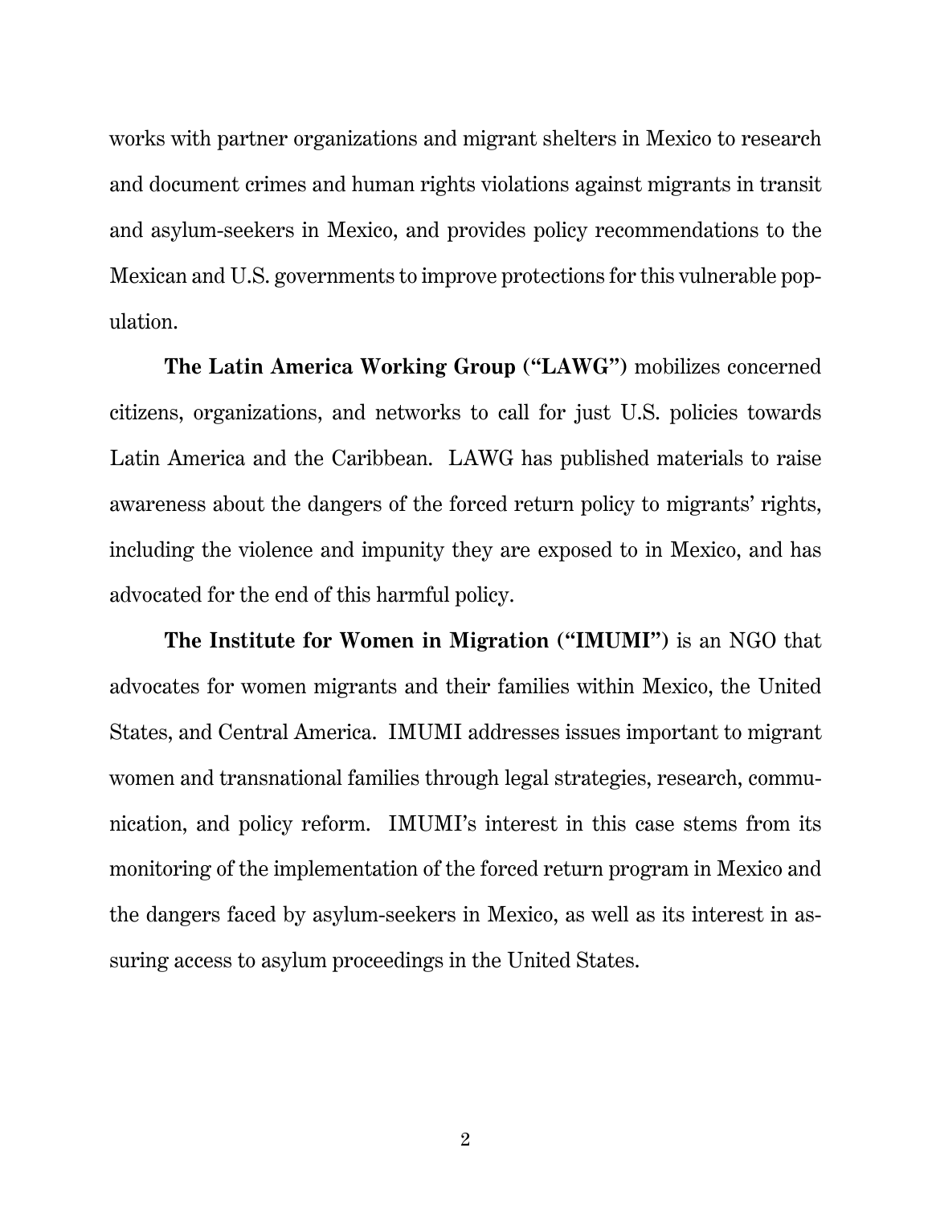works with partner organizations and migrant shelters in Mexico to research and document crimes and human rights violations against migrants in transit and asylum-seekers in Mexico, and provides policy recommendations to the Mexican and U.S. governments to improve protections for this vulnerable population.

**The Latin America Working Group ("LAWG")** mobilizes concerned citizens, organizations, and networks to call for just U.S. policies towards Latin America and the Caribbean. LAWG has published materials to raise awareness about the dangers of the forced return policy to migrants' rights, including the violence and impunity they are exposed to in Mexico, and has advocated for the end of this harmful policy.

**The Institute for Women in Migration ("IMUMI")** is an NGO that advocates for women migrants and their families within Mexico, the United States, and Central America. IMUMI addresses issues important to migrant women and transnational families through legal strategies, research, communication, and policy reform. IMUMI's interest in this case stems from its monitoring of the implementation of the forced return program in Mexico and the dangers faced by asylum-seekers in Mexico, as well as its interest in assuring access to asylum proceedings in the United States.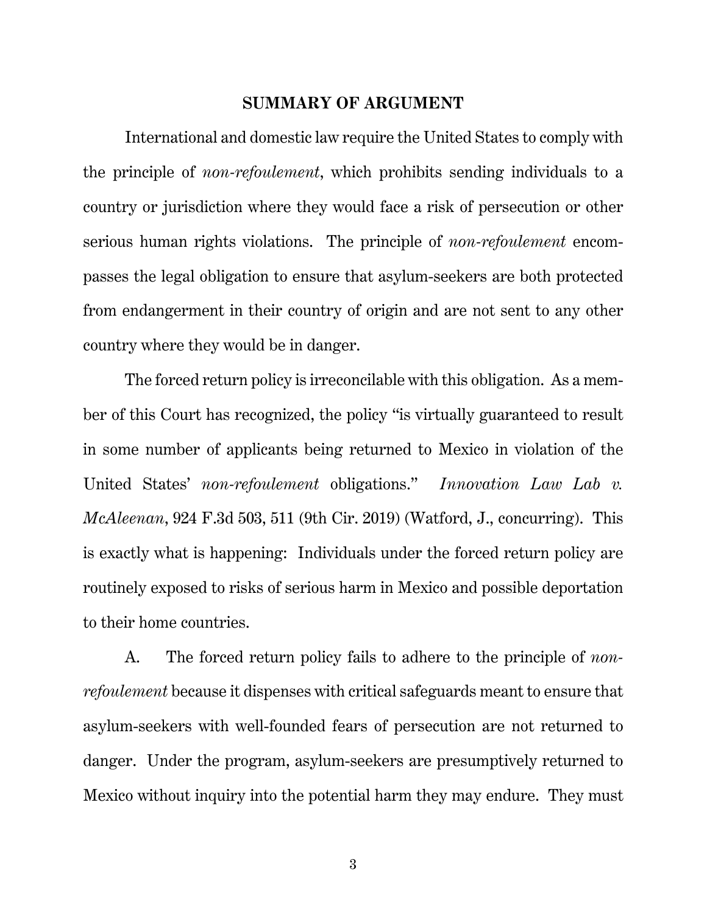## SUMMARY OF ARGUMENT

International and domestic law require the United States to comply with the principle of *non-refoulement*, which prohibits sending individuals to a country or jurisdiction where they would face a risk of persecution or other serious human rights violations. The principle of *non-refoulement* encompasses the legal obligation to ensure that asylum-seekers are both protected from endangerment in their country of origin and are not sent to any other country where they would be in danger.

The forced return policy is irreconcilable with this obligation. As a member of this Court has recognized, the policy "is virtually guaranteed to result in some number of applicants being returned to Mexico in violation of the United States' *non-refoulement* obligations." *Innovation Law Lab v. McAleenan*, 924 F.3d 503, 511 (9th Cir. 2019) (Watford, J., concurring). This is exactly what is happening: Individuals under the forced return policy are routinely exposed to risks of serious harm in Mexico and possible deportation to their home countries.

A. The forced return policy fails to adhere to the principle of *non-refoulement* because it dispenses with critical safeguards meant to ensure that asylum-seekers with well-founded fears of persecution are not returned to danger. Under the program, asylum-seekers are presumptively returned to Mexico without inquiry into the potential harm they may endure. They must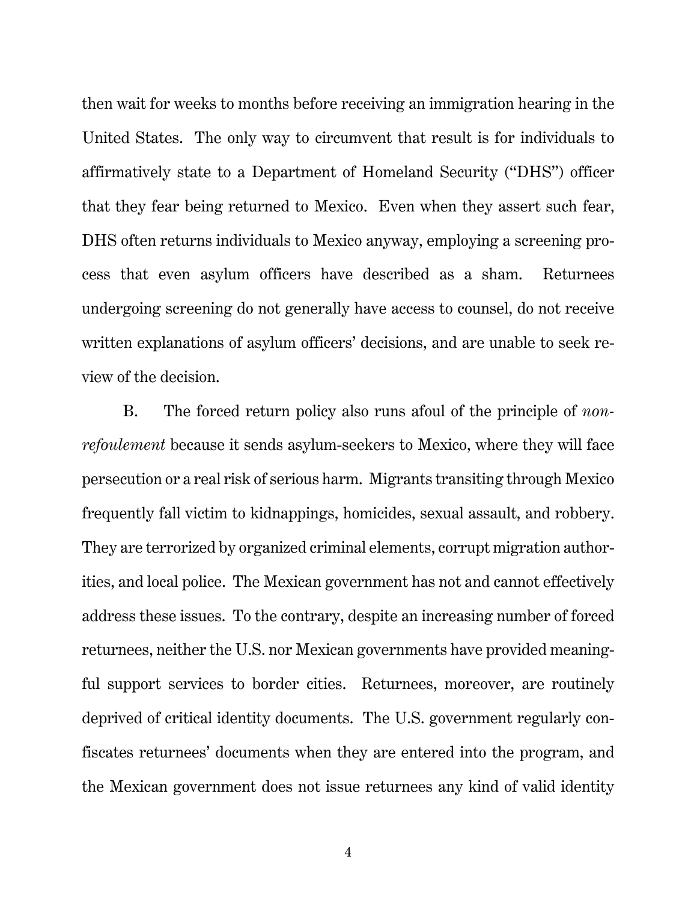then wait for weeks to months before receiving an immigration hearing in the United States. The only way to circumvent that result is for individuals to affirmatively state to a Department of Homeland Security ("DHS") officer that they fear being returned to Mexico. Even when they assert such fear, DHS often returns individuals to Mexico anyway, employing a screening process that even asylum officers have described as a sham. Returnees undergoing screening do not generally have access to counsel, do not receive written explanations of asylum officers' decisions, and are unable to seek review of the decision.

B. The forced return policy also runs afoul of the principle of *non-refoulement* because it sends asylum-seekers to Mexico, where they will face persecution or a real risk of serious harm. Migrants transiting through Mexico frequently fall victim to kidnappings, homicides, sexual assault, and robbery. They are terrorized by organized criminal elements, corrupt migration authorities, and local police. The Mexican government has not and cannot effectively address these issues. To the contrary, despite an increasing number of forced returnees, neither the U.S. nor Mexican governments have provided meaningful support services to border cities. Returnees, moreover, are routinely deprived of critical identity documents. The U.S. government regularly confiscates returnees' documents when they are entered into the program, and the Mexican government does not issue returnees any kind of valid identity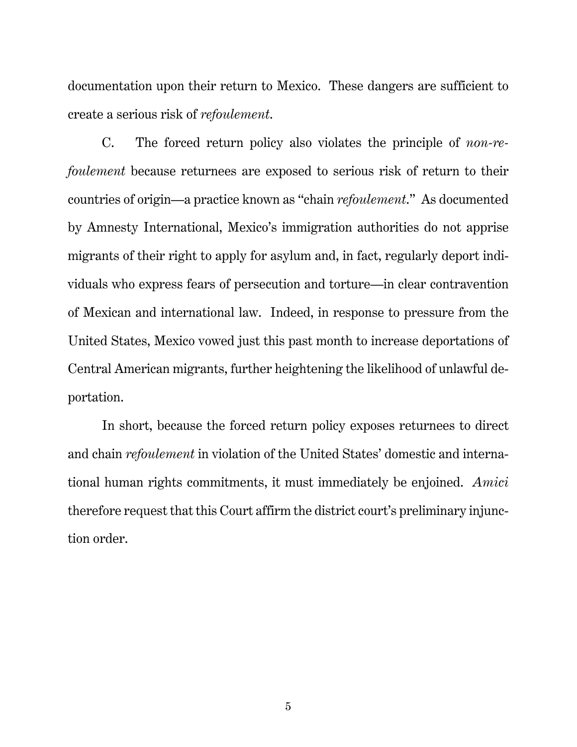documentation upon their return to Mexico. These dangers are sufficient to create a serious risk of *refoulement*.

C. The forced return policy also violates the principle of *non-refoulement* because returnees are exposed to serious risk of return to their countries of origin—a practice known as "chain *refoulement*." As documented by Amnesty International, Mexico's immigration authorities do not apprise migrants of their right to apply for asylum and, in fact, regularly deport individuals who express fears of persecution and torture—in clear contravention of Mexican and international law. Indeed, in response to pressure from the United States, Mexico vowed just this past month to increase deportations of Central American migrants, further heightening the likelihood of unlawful deportation.

In short, because the forced return policy exposes returnees to direct and chain *refoulement* in violation of the United States' domestic and international human rights commitments, it must immediately be enjoined. *Amici* therefore request that this Court affirm the district court's preliminary injunction order.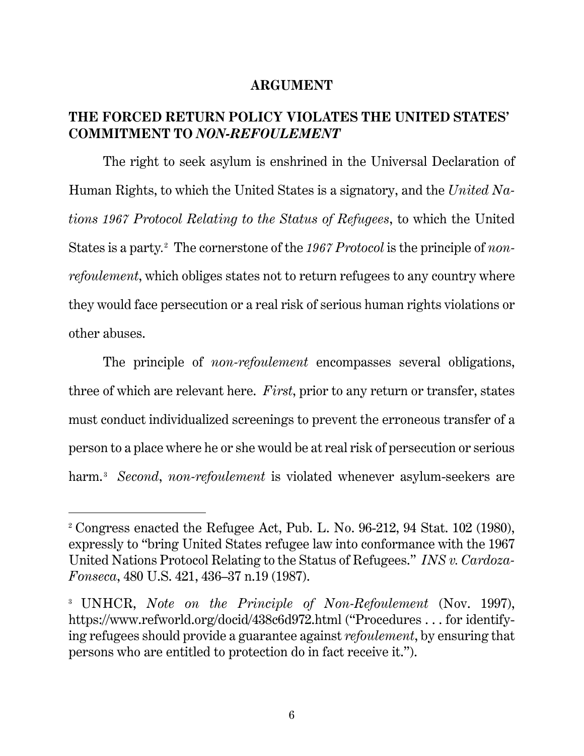## ARGUMENT

### THE FORCED RETURN POLICY VIOLATES THE UNITED STATES' COMMITMENT TO *NON-REFOULEMENT*

The right to seek asylum is enshrined in the Universal Declaration of Human Rights, to which the United States is a signatory, and the *United Nations 1967 Protocol Relating to the Status of Refugees*, to which the United States is a party.[2] The cornerstone of the *1967 Protocol* is the principle of *non-refoulement*, which obliges states not to return refugees to any country where they would face persecution or a real risk of serious human rights violations or other abuses.

The principle of *non-refoulement* encompasses several obligations, three of which are relevant here. *First*, prior to any return or transfer, states must conduct individualized screenings to prevent the erroneous transfer of a person to a place where he or she would be at real risk of persecution or serious harm.[3] *Second*, *non-refoulement* is violated whenever asylum-seekers are

---

[2] Congress enacted the Refugee Act, Pub. L. No. 96-212, 94 Stat. 102 (1980), expressly to "bring United States refugee law into conformance with the 1967 United Nations Protocol Relating to the Status of Refugees." *INS v. Cardoza-Fonseca*, 480 U.S. 421, 436–37 n.19 (1987).

[3] UNHCR, *Note on the Principle of Non-Refoulement* (Nov. 1997), https://www.refworld.org/docid/438c6d972.html ("Procedures . . . for identifying refugees should provide a guarantee against *refoulement*, by ensuring that persons who are entitled to protection do in fact receive it.").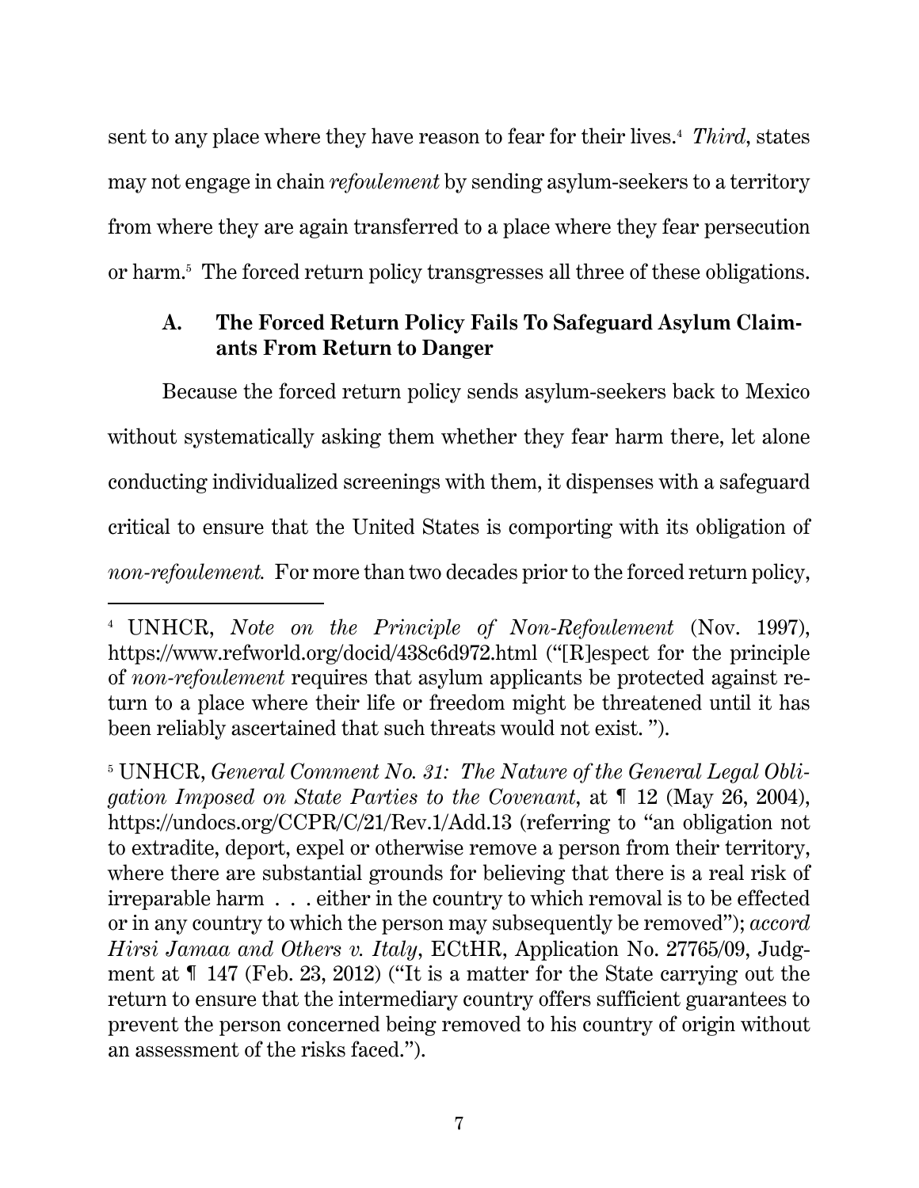sent to any place where they have reason to fear for their lives.[4] *Third*, states may not engage in chain *refoulement* by sending asylum-seekers to a territory from where they are again transferred to a place where they fear persecution or harm.[5] The forced return policy transgresses all three of these obligations.

### A. The Forced Return Policy Fails To Safeguard Asylum Claimants From Return to Danger

Because the forced return policy sends asylum-seekers back to Mexico without systematically asking them whether they fear harm there, let alone conducting individualized screenings with them, it dispenses with a safeguard critical to ensure that the United States is comporting with its obligation of *non-refoulement.* For more than two decades prior to the forced return policy,

---

[4] UNHCR, *Note on the Principle of Non-Refoulement* (Nov. 1997), https://www.refworld.org/docid/438c6d972.html ("[R]espect for the principle of *non-refoulement* requires that asylum applicants be protected against return to a place where their life or freedom might be threatened until it has been reliably ascertained that such threats would not exist. ").

[5] UNHCR, *General Comment No. 31: The Nature of the General Legal Obligation Imposed on State Parties to the Covenant*, at ¶ 12 (May 26, 2004), https://undocs.org/CCPR/C/21/Rev.1/Add.13 (referring to "an obligation not to extradite, deport, expel or otherwise remove a person from their territory, where there are substantial grounds for believing that there is a real risk of irreparable harm . . . either in the country to which removal is to be effected or in any country to which the person may subsequently be removed"); *accord Hirsi Jamaa and Others v. Italy*, ECtHR, Application No. 27765/09, Judgment at ¶ 147 (Feb. 23, 2012) ("It is a matter for the State carrying out the return to ensure that the intermediary country offers sufficient guarantees to prevent the person concerned being removed to his country of origin without an assessment of the risks faced.").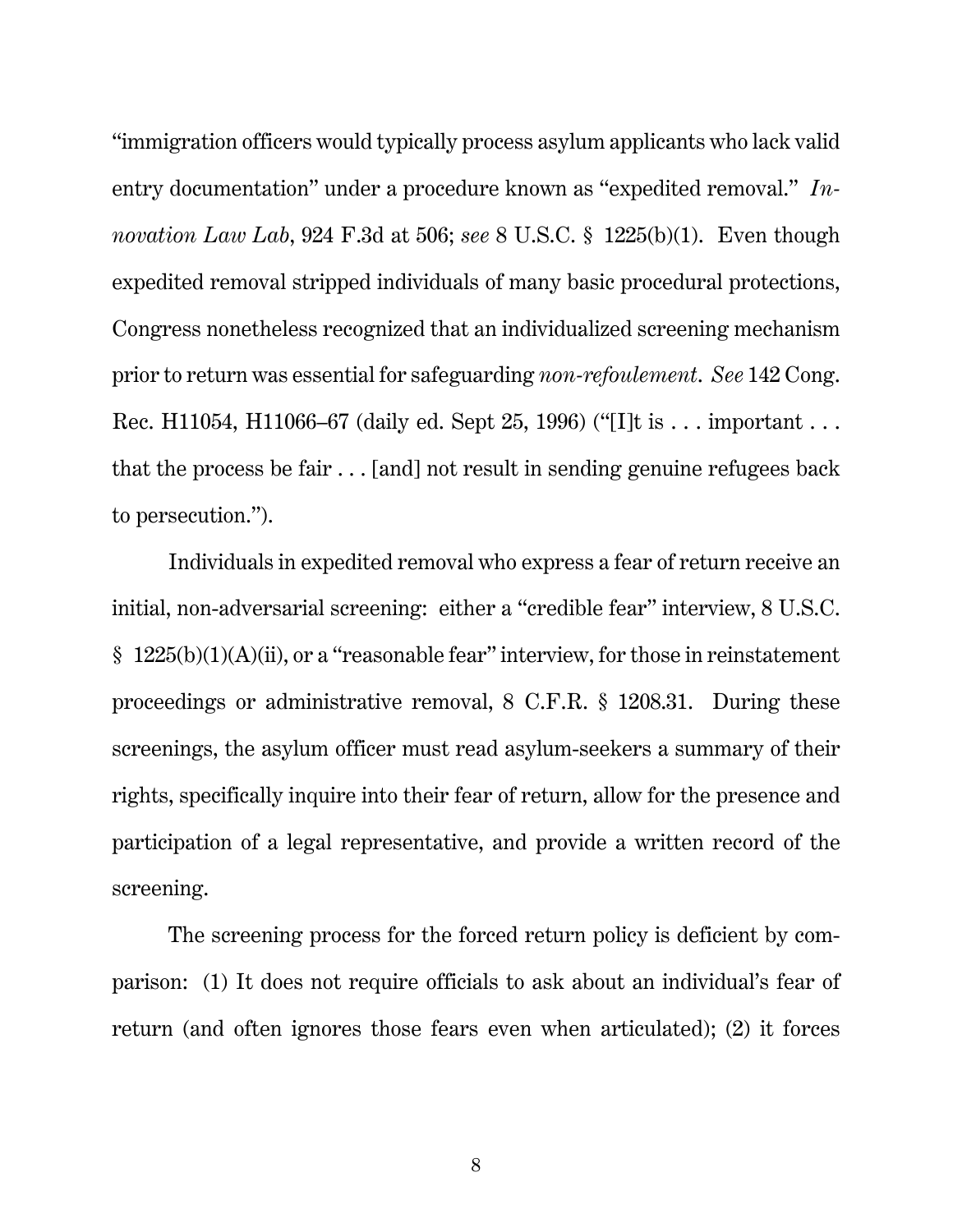"immigration officers would typically process asylum applicants who lack valid entry documentation" under a procedure known as "expedited removal." *Innovation Law Lab*, 924 F.3d at 506; *see* 8 U.S.C. § 1225(b)(1). Even though expedited removal stripped individuals of many basic procedural protections, Congress nonetheless recognized that an individualized screening mechanism prior to return was essential for safeguarding *non-refoulement*. *See* 142 Cong. Rec. H11054, H11066–67 (daily ed. Sept 25, 1996) ("[I]t is . . . important . . . that the process be fair . . . [and] not result in sending genuine refugees back to persecution.").

Individuals in expedited removal who express a fear of return receive an initial, non-adversarial screening: either a "credible fear" interview, 8 U.S.C. § 1225(b)(1)(A)(ii), or a "reasonable fear" interview, for those in reinstatement proceedings or administrative removal, 8 C.F.R. § 1208.31. During these screenings, the asylum officer must read asylum-seekers a summary of their rights, specifically inquire into their fear of return, allow for the presence and participation of a legal representative, and provide a written record of the screening.

The screening process for the forced return policy is deficient by comparison: (1) It does not require officials to ask about an individual's fear of return (and often ignores those fears even when articulated); (2) it forces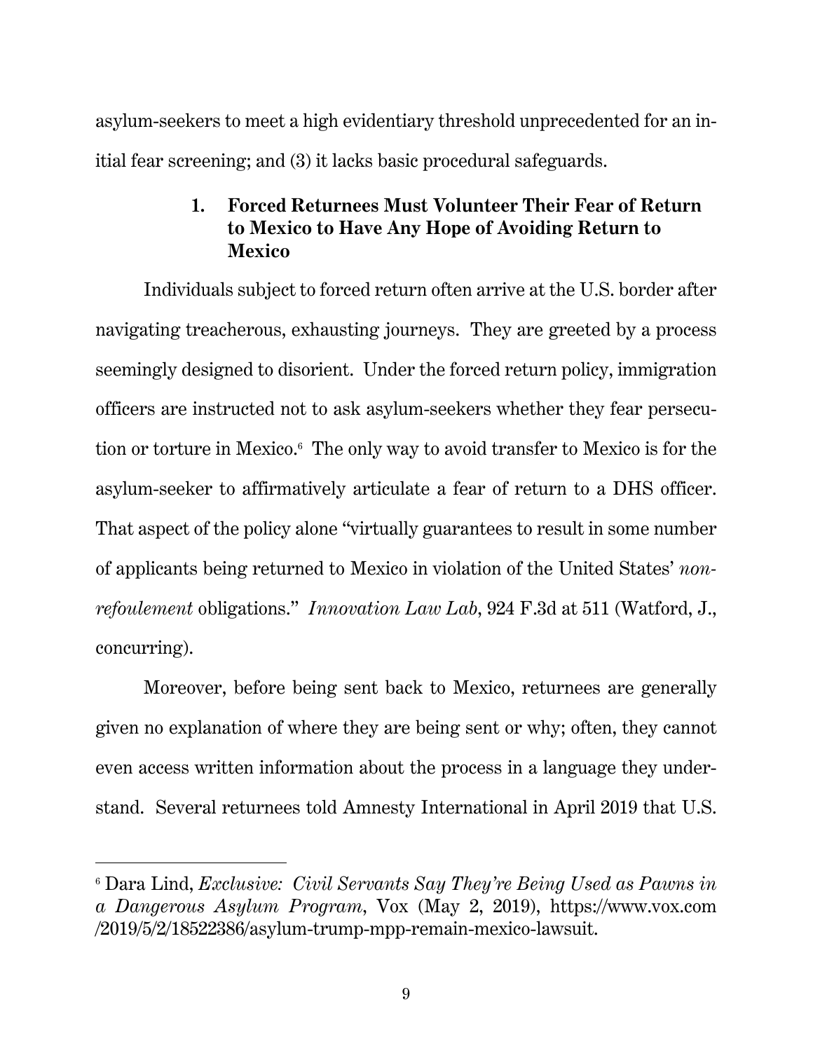asylum-seekers to meet a high evidentiary threshold unprecedented for an initial fear screening; and (3) it lacks basic procedural safeguards.

### 1. Forced Returnees Must Volunteer Their Fear of Return to Mexico to Have Any Hope of Avoiding Return to Mexico

Individuals subject to forced return often arrive at the U.S. border after navigating treacherous, exhausting journeys. They are greeted by a process seemingly designed to disorient. Under the forced return policy, immigration officers are instructed not to ask asylum-seekers whether they fear persecution or torture in Mexico.[6] The only way to avoid transfer to Mexico is for the asylum-seeker to affirmatively articulate a fear of return to a DHS officer. That aspect of the policy alone "virtually guarantees to result in some number of applicants being returned to Mexico in violation of the United States' *non-refoulement* obligations." *Innovation Law Lab*, 924 F.3d at 511 (Watford, J., concurring).

Moreover, before being sent back to Mexico, returnees are generally given no explanation of where they are being sent or why; often, they cannot even access written information about the process in a language they understand. Several returnees told Amnesty International in April 2019 that U.S.

---

[6] Dara Lind, *Exclusive: Civil Servants Say They're Being Used as Pawns in a Dangerous Asylum Program*, Vox (May 2, 2019), https://www.vox.com/2019/5/2/18522386/asylum-trump-mpp-remain-mexico-lawsuit.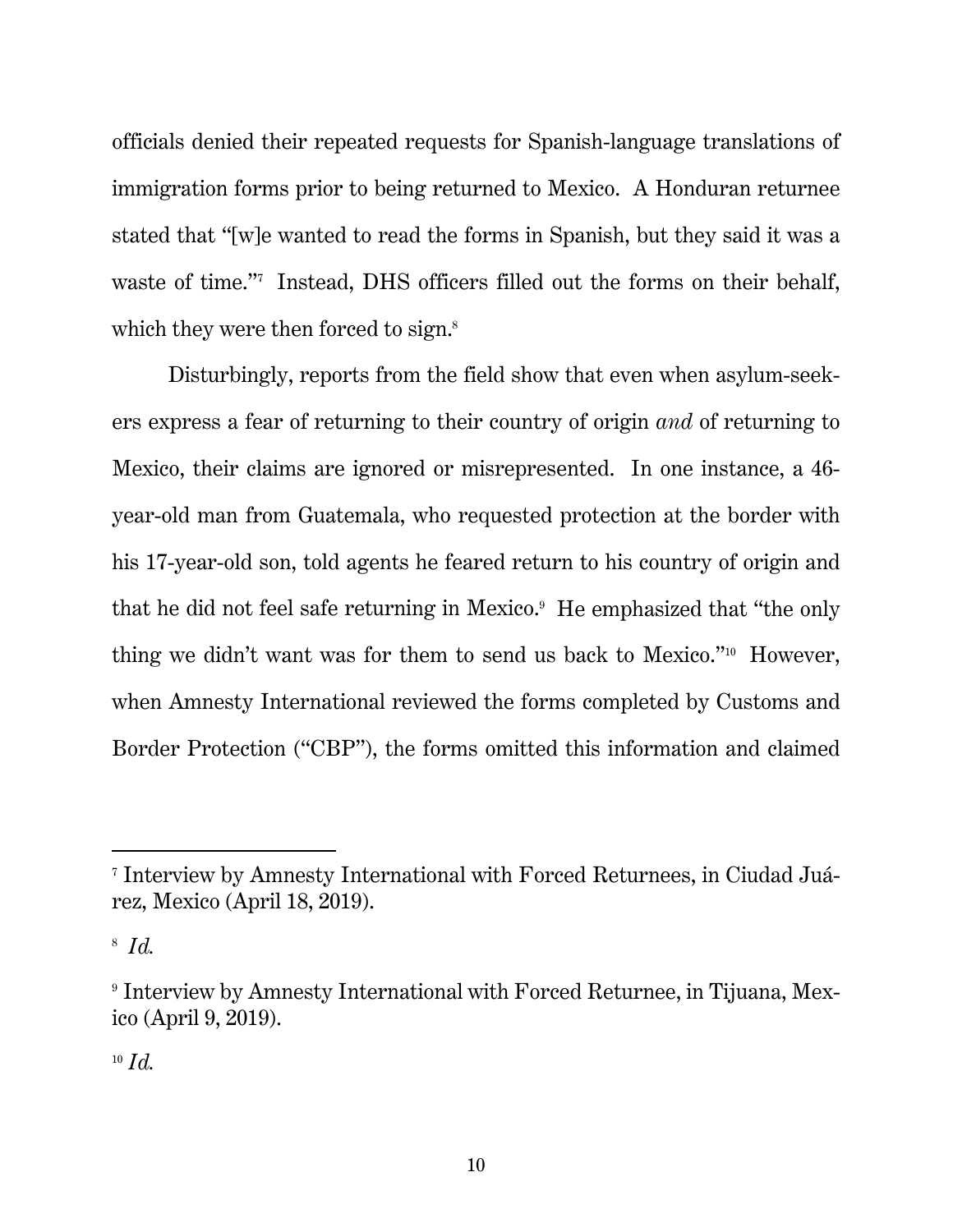officials denied their repeated requests for Spanish-language translations of immigration forms prior to being returned to Mexico. A Honduran returnee stated that "[w]e wanted to read the forms in Spanish, but they said it was a waste of time."[7] Instead, DHS officers filled out the forms on their behalf, which they were then forced to sign.[8]

Disturbingly, reports from the field show that even when asylum-seekers express a fear of returning to their country of origin *and* of returning to Mexico, their claims are ignored or misrepresented. In one instance, a 46-year-old man from Guatemala, who requested protection at the border with his 17-year-old son, told agents he feared return to his country of origin and that he did not feel safe returning in Mexico.[9] He emphasized that "the only thing we didn't want was for them to send us back to Mexico."[10] However, when Amnesty International reviewed the forms completed by Customs and Border Protection ("CBP"), the forms omitted this information and claimed

---

[7] Interview by Amnesty International with Forced Returnees, in Ciudad Juárez, Mexico (April 18, 2019).

[8] *Id.*

[9] Interview by Amnesty International with Forced Returnee, in Tijuana, Mexico (April 9, 2019).

[10] *Id.*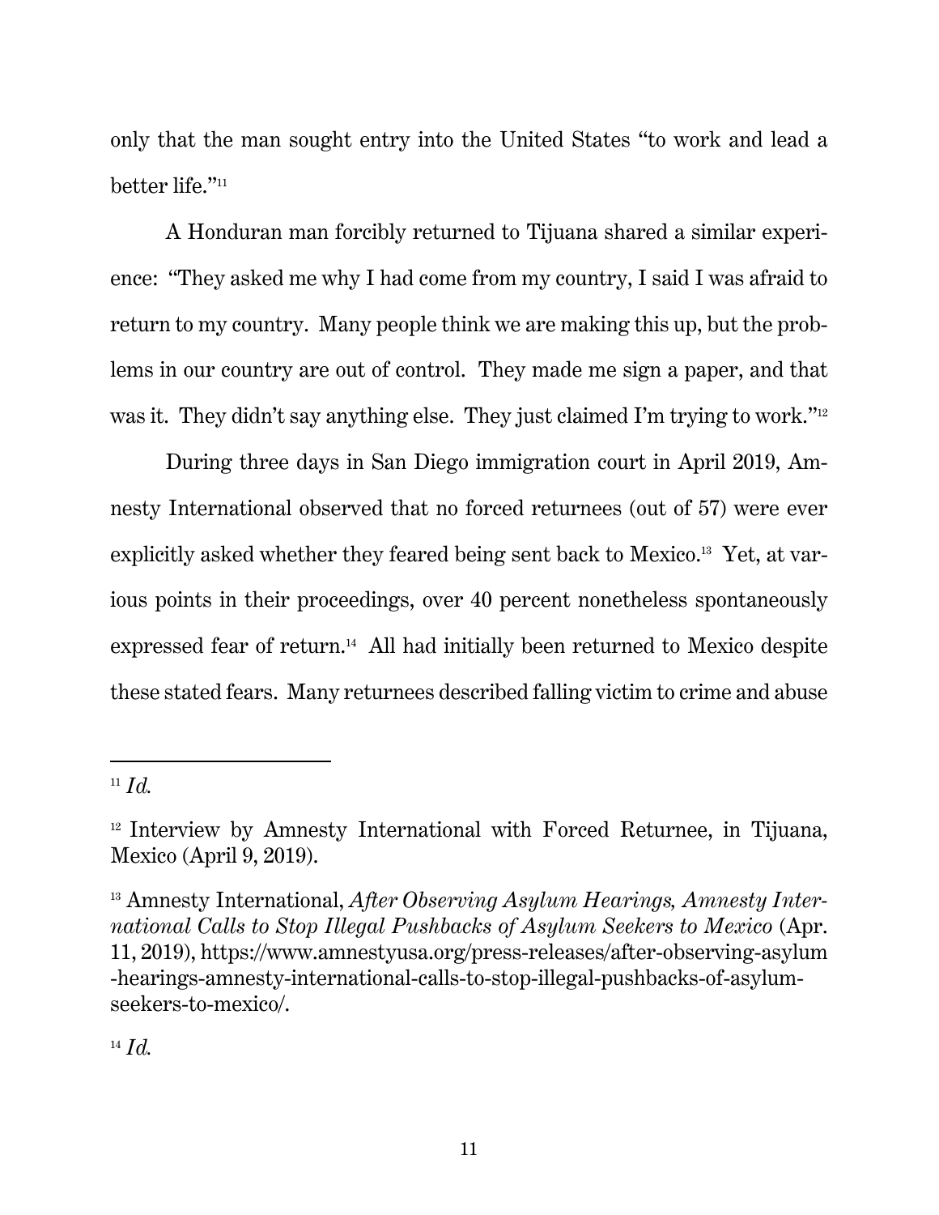only that the man sought entry into the United States "to work and lead a better life."[11]

A Honduran man forcibly returned to Tijuana shared a similar experience: "They asked me why I had come from my country, I said I was afraid to return to my country. Many people think we are making this up, but the problems in our country are out of control. They made me sign a paper, and that was it. They didn't say anything else. They just claimed I'm trying to work."[12]

During three days in San Diego immigration court in April 2019, Amnesty International observed that no forced returnees (out of 57) were ever explicitly asked whether they feared being sent back to Mexico.[13] Yet, at various points in their proceedings, over 40 percent nonetheless spontaneously expressed fear of return.[14] All had initially been returned to Mexico despite these stated fears. Many returnees described falling victim to crime and abuse

---

[11] *Id.*

[12] Interview by Amnesty International with Forced Returnee, in Tijuana, Mexico (April 9, 2019).

[13] Amnesty International, *After Observing Asylum Hearings, Amnesty International Calls to Stop Illegal Pushbacks of Asylum Seekers to Mexico* (Apr. 11, 2019), https://www.amnestyusa.org/press-releases/after-observing-asylum-hearings-amnesty-international-calls-to-stop-illegal-pushbacks-of-asylum-seekers-to-mexico/.

[14] *Id.*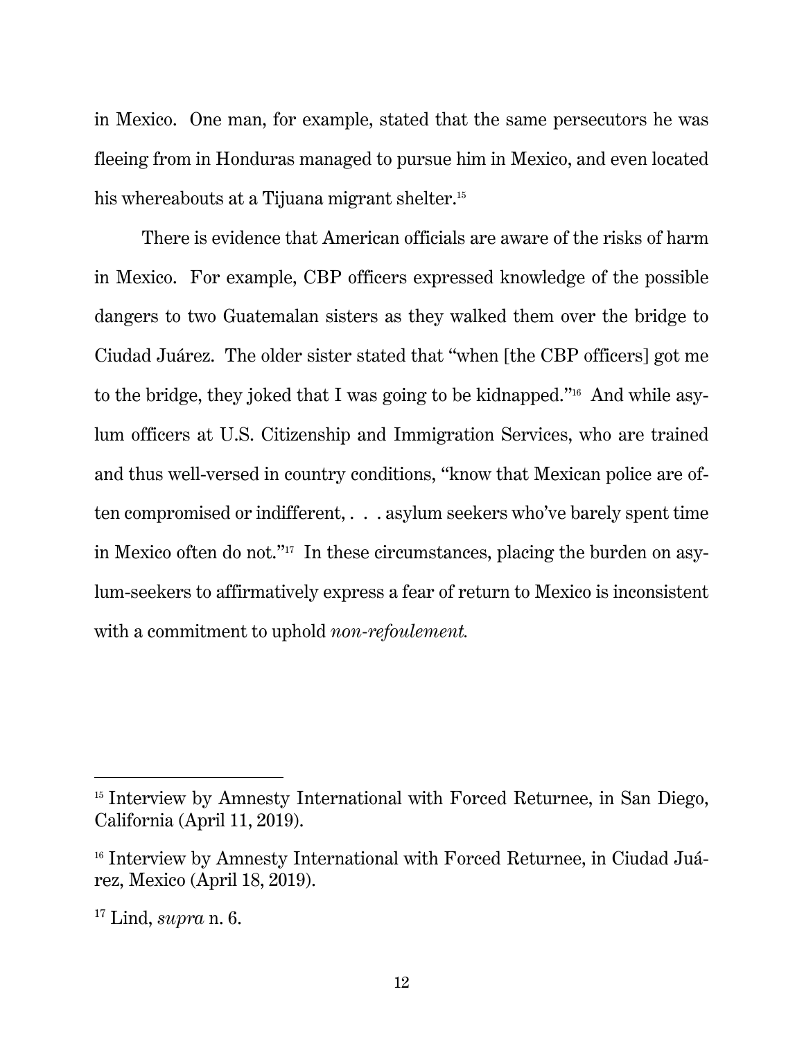in Mexico. One man, for example, stated that the same persecutors he was fleeing from in Honduras managed to pursue him in Mexico, and even located his whereabouts at a Tijuana migrant shelter.[15]

There is evidence that American officials are aware of the risks of harm in Mexico. For example, CBP officers expressed knowledge of the possible dangers to two Guatemalan sisters as they walked them over the bridge to Ciudad Juárez. The older sister stated that "when [the CBP officers] got me to the bridge, they joked that I was going to be kidnapped."[16] And while asylum officers at U.S. Citizenship and Immigration Services, who are trained and thus well-versed in country conditions, "know that Mexican police are often compromised or indifferent, . . . asylum seekers who've barely spent time in Mexico often do not."[17] In these circumstances, placing the burden on asylum-seekers to affirmatively express a fear of return to Mexico is inconsistent with a commitment to uphold *non-refoulement.*

---

[15] Interview by Amnesty International with Forced Returnee, in San Diego, California (April 11, 2019).

[16] Interview by Amnesty International with Forced Returnee, in Ciudad Juárez, Mexico (April 18, 2019).

[17] Lind, *supra* n. 6.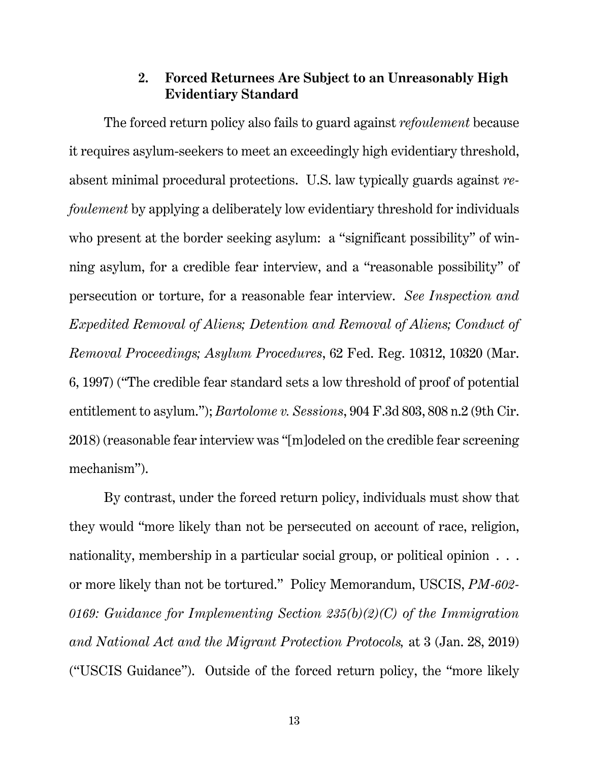### 2. Forced Returnees Are Subject to an Unreasonably High Evidentiary Standard

The forced return policy also fails to guard against *refoulement* because it requires asylum-seekers to meet an exceedingly high evidentiary threshold, absent minimal procedural protections. U.S. law typically guards against *refoulement* by applying a deliberately low evidentiary threshold for individuals who present at the border seeking asylum: a "significant possibility" of winning asylum, for a credible fear interview, and a "reasonable possibility" of persecution or torture, for a reasonable fear interview. *See Inspection and Expedited Removal of Aliens; Detention and Removal of Aliens; Conduct of Removal Proceedings; Asylum Procedures*, 62 Fed. Reg. 10312, 10320 (Mar. 6, 1997) ("The credible fear standard sets a low threshold of proof of potential entitlement to asylum."); *Bartolome v. Sessions*, 904 F.3d 803, 808 n.2 (9th Cir. 2018) (reasonable fear interview was "[m]odeled on the credible fear screening mechanism").

By contrast, under the forced return policy, individuals must show that they would "more likely than not be persecuted on account of race, religion, nationality, membership in a particular social group, or political opinion . . . or more likely than not be tortured." Policy Memorandum, USCIS, *PM-602-0169: Guidance for Implementing Section 235(b)(2)(C) of the Immigration and National Act and the Migrant Protection Protocols,* at 3 (Jan. 28, 2019) ("USCIS Guidance"). Outside of the forced return policy, the "more likely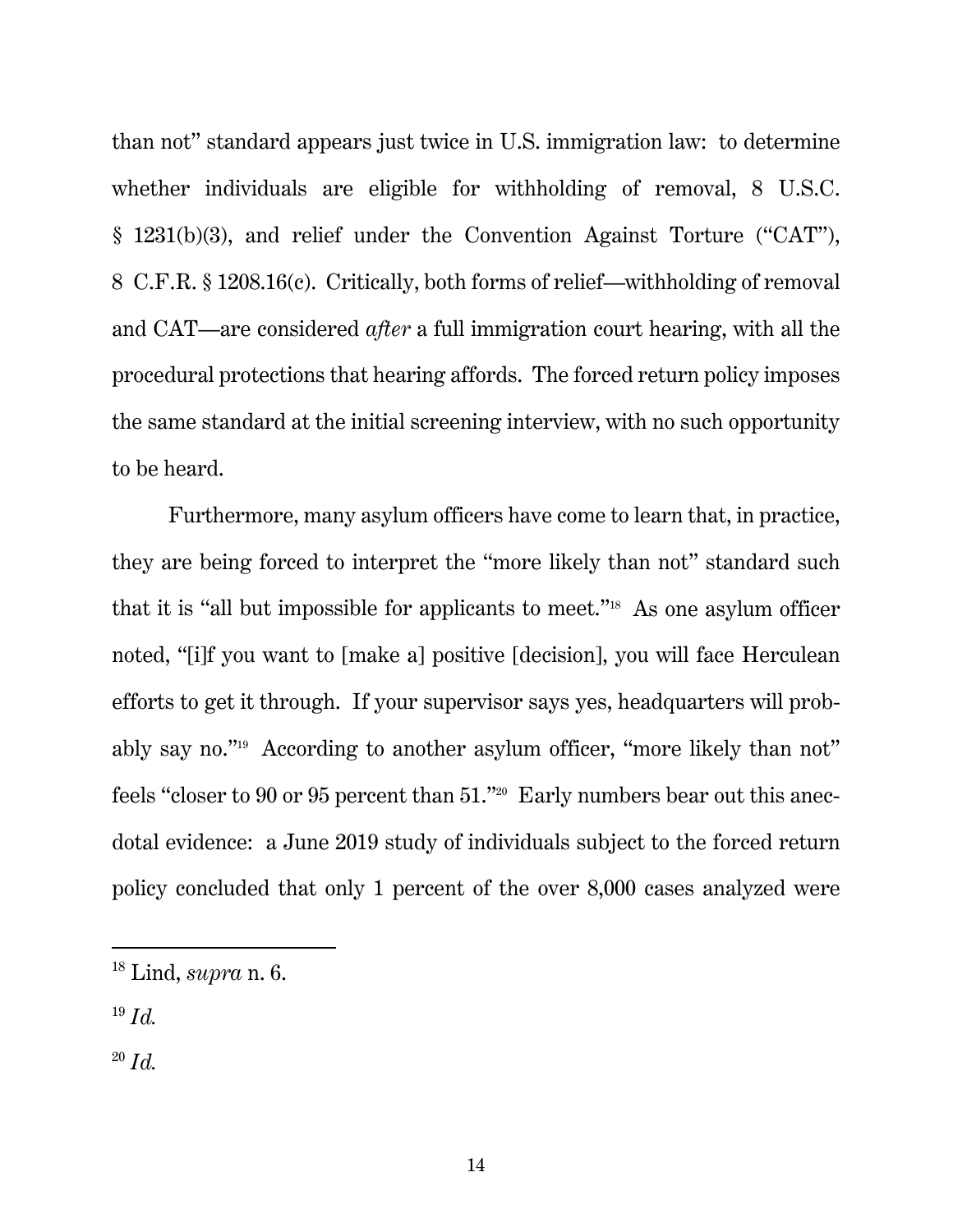than not" standard appears just twice in U.S. immigration law: to determine whether individuals are eligible for withholding of removal, 8 U.S.C. § 1231(b)(3), and relief under the Convention Against Torture ("CAT"), 8 C.F.R. § 1208.16(c). Critically, both forms of relief—withholding of removal and CAT—are considered *after* a full immigration court hearing, with all the procedural protections that hearing affords. The forced return policy imposes the same standard at the initial screening interview, with no such opportunity to be heard.

Furthermore, many asylum officers have come to learn that, in practice, they are being forced to interpret the "more likely than not" standard such that it is "all but impossible for applicants to meet."[18] As one asylum officer noted, "[i]f you want to [make a] positive [decision], you will face Herculean efforts to get it through. If your supervisor says yes, headquarters will probably say no."[19] According to another asylum officer, "more likely than not" feels "closer to 90 or 95 percent than 51."[20] Early numbers bear out this anecdotal evidence: a June 2019 study of individuals subject to the forced return policy concluded that only 1 percent of the over 8,000 cases analyzed were

---

[18] Lind, *supra* n. 6.

[19] *Id.*

[20] *Id.*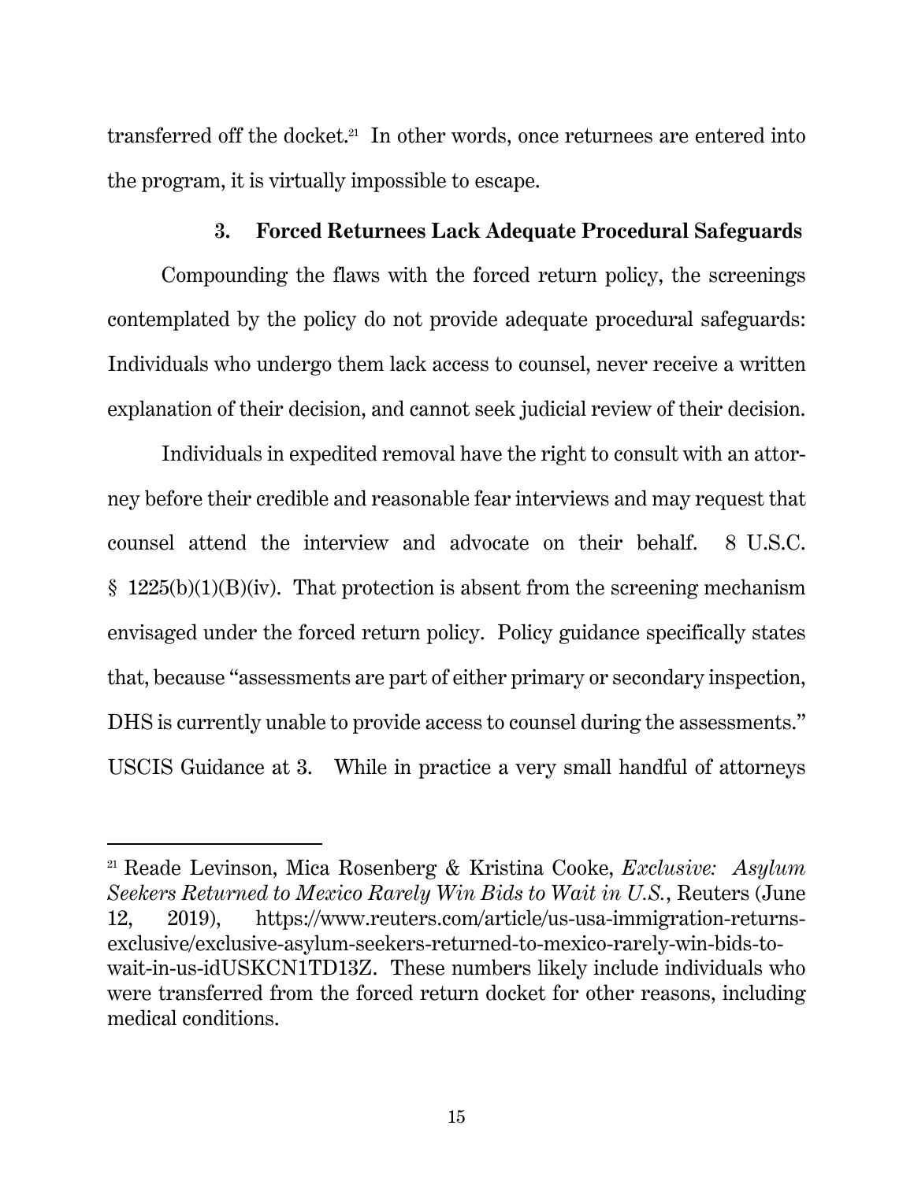transferred off the docket.[21] In other words, once returnees are entered into the program, it is virtually impossible to escape.

### 3. Forced Returnees Lack Adequate Procedural Safeguards

Compounding the flaws with the forced return policy, the screenings contemplated by the policy do not provide adequate procedural safeguards: Individuals who undergo them lack access to counsel, never receive a written explanation of their decision, and cannot seek judicial review of their decision.

Individuals in expedited removal have the right to consult with an attorney before their credible and reasonable fear interviews and may request that counsel attend the interview and advocate on their behalf. 8 U.S.C. § 1225(b)(1)(B)(iv). That protection is absent from the screening mechanism envisaged under the forced return policy. Policy guidance specifically states that, because "assessments are part of either primary or secondary inspection, DHS is currently unable to provide access to counsel during the assessments." USCIS Guidance at 3. While in practice a very small handful of attorneys

---

[21] Reade Levinson, Mica Rosenberg & Kristina Cooke, *Exclusive: Asylum Seekers Returned to Mexico Rarely Win Bids to Wait in U.S.*, Reuters (June 12, 2019), https://www.reuters.com/article/us-usa-immigration-returns-exclusive/exclusive-asylum-seekers-returned-to-mexico-rarely-win-bids-to-wait-in-us-idUSKCN1TD13Z. These numbers likely include individuals who were transferred from the forced return docket for other reasons, including medical conditions.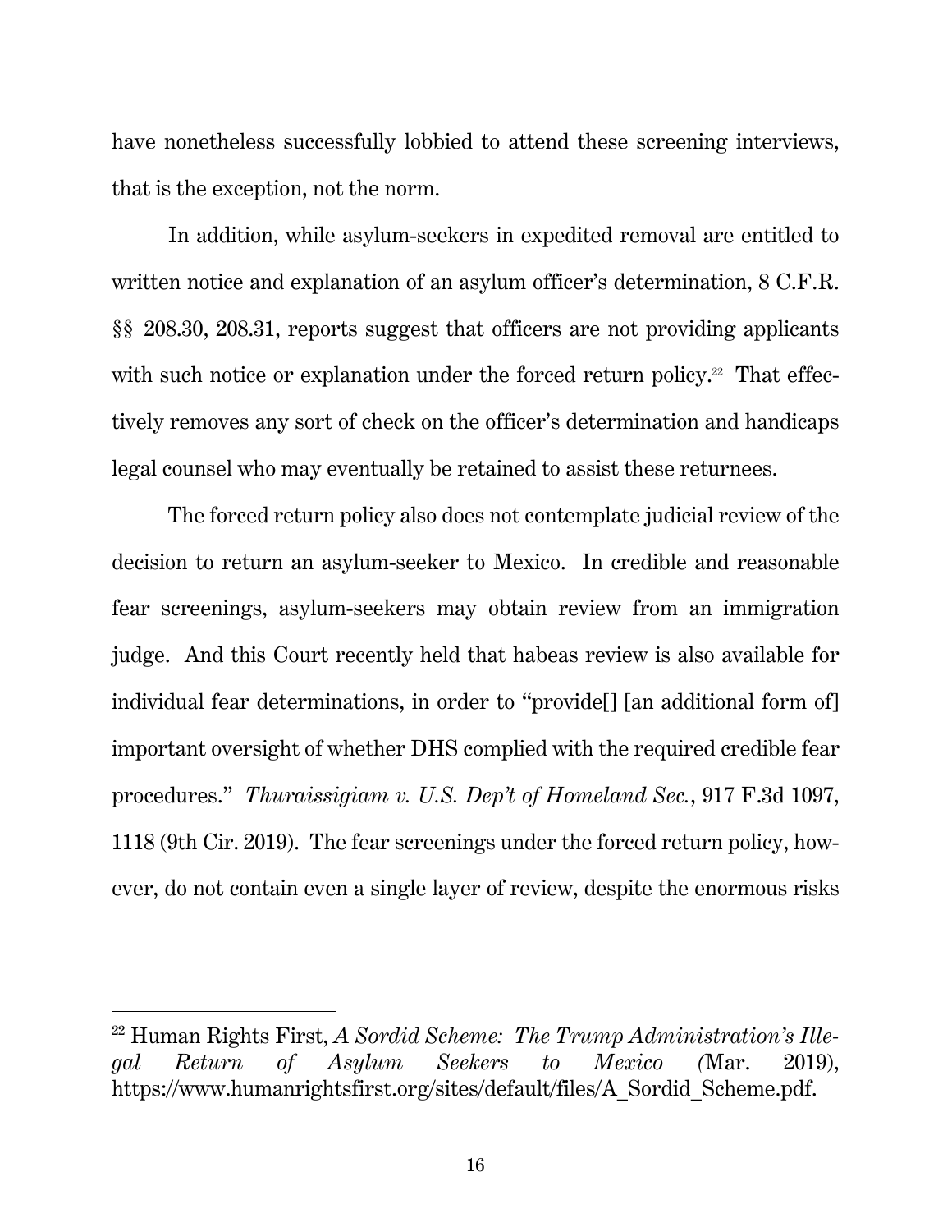have nonetheless successfully lobbied to attend these screening interviews, that is the exception, not the norm.

In addition, while asylum-seekers in expedited removal are entitled to written notice and explanation of an asylum officer's determination, 8 C.F.R. §§ 208.30, 208.31, reports suggest that officers are not providing applicants with such notice or explanation under the forced return policy.[22] That effectively removes any sort of check on the officer's determination and handicaps legal counsel who may eventually be retained to assist these returnees.

The forced return policy also does not contemplate judicial review of the decision to return an asylum-seeker to Mexico. In credible and reasonable fear screenings, asylum-seekers may obtain review from an immigration judge. And this Court recently held that habeas review is also available for individual fear determinations, in order to "provide[] [an additional form of] important oversight of whether DHS complied with the required credible fear procedures." *Thuraissigiam v. U.S. Dep't of Homeland Sec.*, 917 F.3d 1097, 1118 (9th Cir. 2019). The fear screenings under the forced return policy, however, do not contain even a single layer of review, despite the enormous risks

---

[22] Human Rights First, *A Sordid Scheme: The Trump Administration's Illegal Return of Asylum Seekers to Mexico (*Mar. 2019), https://www.humanrightsfirst.org/sites/default/files/A_Sordid_Scheme.pdf.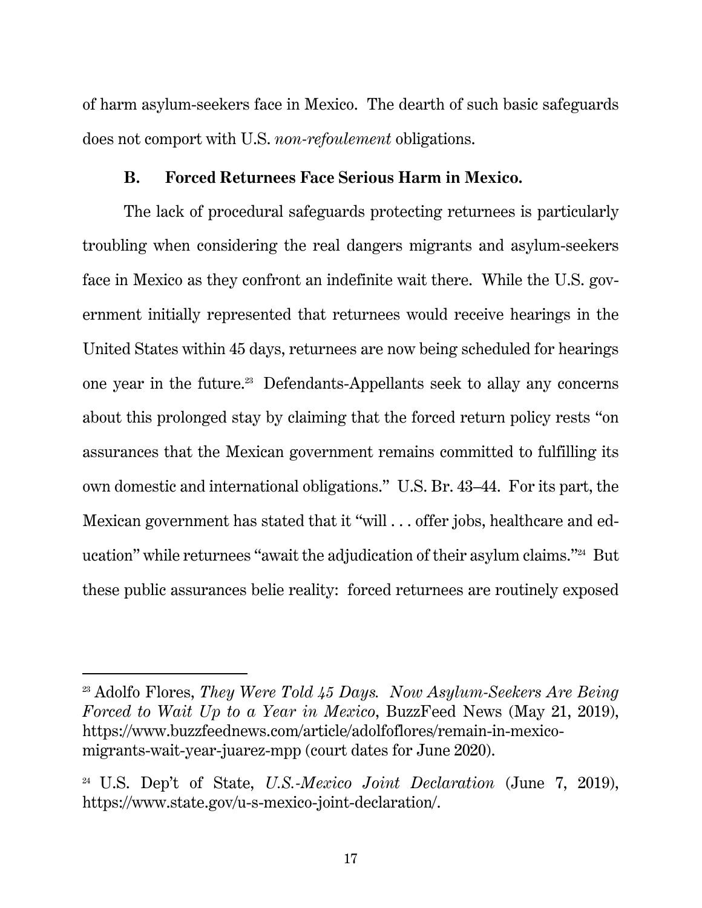of harm asylum-seekers face in Mexico. The dearth of such basic safeguards does not comport with U.S. *non-refoulement* obligations.

### B. Forced Returnees Face Serious Harm in Mexico.

The lack of procedural safeguards protecting returnees is particularly troubling when considering the real dangers migrants and asylum-seekers face in Mexico as they confront an indefinite wait there. While the U.S. government initially represented that returnees would receive hearings in the United States within 45 days, returnees are now being scheduled for hearings one year in the future.[23] Defendants-Appellants seek to allay any concerns about this prolonged stay by claiming that the forced return policy rests "on assurances that the Mexican government remains committed to fulfilling its own domestic and international obligations." U.S. Br. 43–44. For its part, the Mexican government has stated that it "will . . . offer jobs, healthcare and education" while returnees "await the adjudication of their asylum claims."[24] But these public assurances belie reality: forced returnees are routinely exposed

---

[23] Adolfo Flores, *They Were Told 45 Days. Now Asylum-Seekers Are Being Forced to Wait Up to a Year in Mexico*, BuzzFeed News (May 21, 2019), https://www.buzzfeednews.com/article/adolfoflores/remain-in-mexico-migrants-wait-year-juarez-mpp (court dates for June 2020).

[24] U.S. Dep't of State, *U.S.-Mexico Joint Declaration* (June 7, 2019), https://www.state.gov/u-s-mexico-joint-declaration/.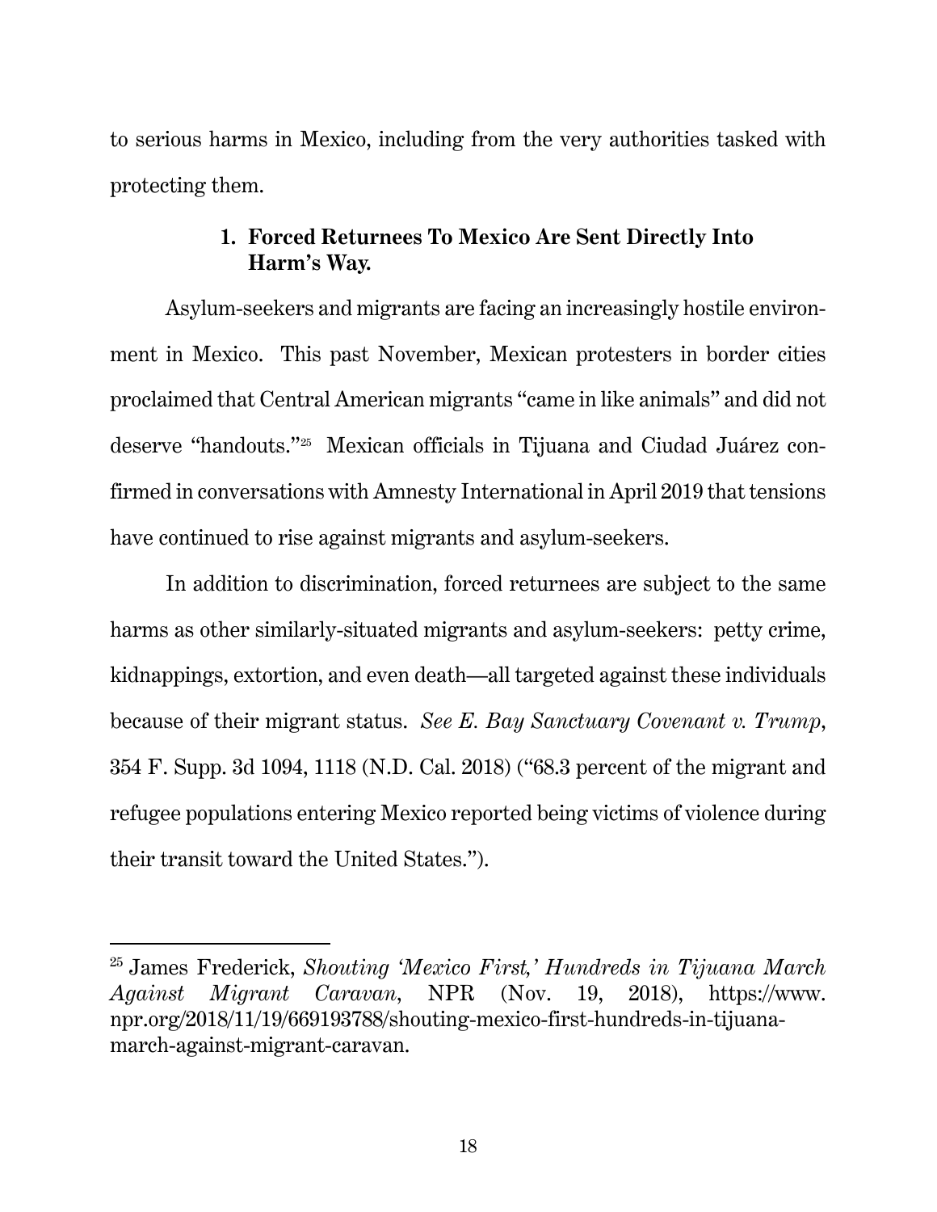to serious harms in Mexico, including from the very authorities tasked with protecting them.

### 1. Forced Returnees To Mexico Are Sent Directly Into Harm's Way.

Asylum-seekers and migrants are facing an increasingly hostile environment in Mexico. This past November, Mexican protesters in border cities proclaimed that Central American migrants "came in like animals" and did not deserve "handouts."[25] Mexican officials in Tijuana and Ciudad Juárez confirmed in conversations with Amnesty International in April 2019 that tensions have continued to rise against migrants and asylum-seekers.

In addition to discrimination, forced returnees are subject to the same harms as other similarly-situated migrants and asylum-seekers: petty crime, kidnappings, extortion, and even death—all targeted against these individuals because of their migrant status. *See E. Bay Sanctuary Covenant v. Trump*, 354 F. Supp. 3d 1094, 1118 (N.D. Cal. 2018) ("68.3 percent of the migrant and refugee populations entering Mexico reported being victims of violence during their transit toward the United States.").

---

[25] James Frederick, *Shouting 'Mexico First,' Hundreds in Tijuana March Against Migrant Caravan*, NPR (Nov. 19, 2018), https://www.npr.org/2018/11/19/669193788/shouting-mexico-first-hundreds-in-tijuana-march-against-migrant-caravan.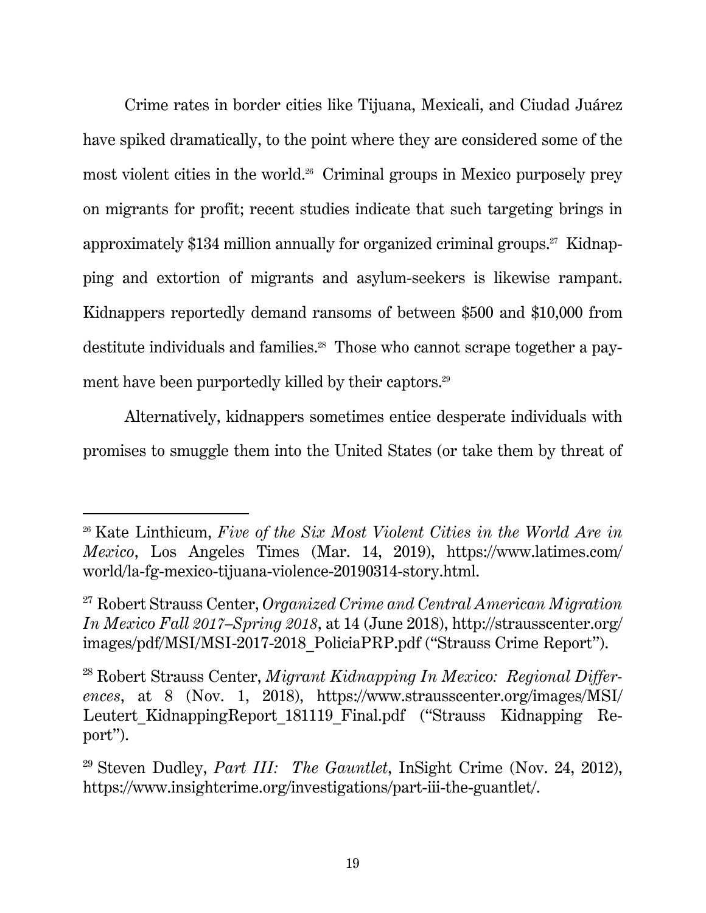Crime rates in border cities like Tijuana, Mexicali, and Ciudad Juárez have spiked dramatically, to the point where they are considered some of the most violent cities in the world.[26] Criminal groups in Mexico purposely prey on migrants for profit; recent studies indicate that such targeting brings in approximately $134 million annually for organized criminal groups.[27] Kidnapping and extortion of migrants and asylum-seekers is likewise rampant. Kidnappers reportedly demand ransoms of between $500 and $10,000 from destitute individuals and families.[28] Those who cannot scrape together a payment have been purportedly killed by their captors.[29]

Alternatively, kidnappers sometimes entice desperate individuals with promises to smuggle them into the United States (or take them by threat of

---

[26] Kate Linthicum, *Five of the Six Most Violent Cities in the World Are in Mexico*, Los Angeles Times (Mar. 14, 2019), https://www.latimes.com/world/la-fg-mexico-tijuana-violence-20190314-story.html.

[27] Robert Strauss Center, *Organized Crime and Central American Migration In Mexico Fall 2017–Spring 2018*, at 14 (June 2018), http://strausscenter.org/images/pdf/MSI/MSI-2017-2018_PoliciaPRP.pdf ("Strauss Crime Report").

[28] Robert Strauss Center, *Migrant Kidnapping In Mexico: Regional Differences*, at 8 (Nov. 1, 2018), https://www.strausscenter.org/images/MSI/Leutert_KidnappingReport_181119_Final.pdf ("Strauss Kidnapping Report").

[29] Steven Dudley, *Part III: The Gauntlet*, InSight Crime (Nov. 24, 2012), https://www.insightcrime.org/investigations/part-iii-the-guantlet/.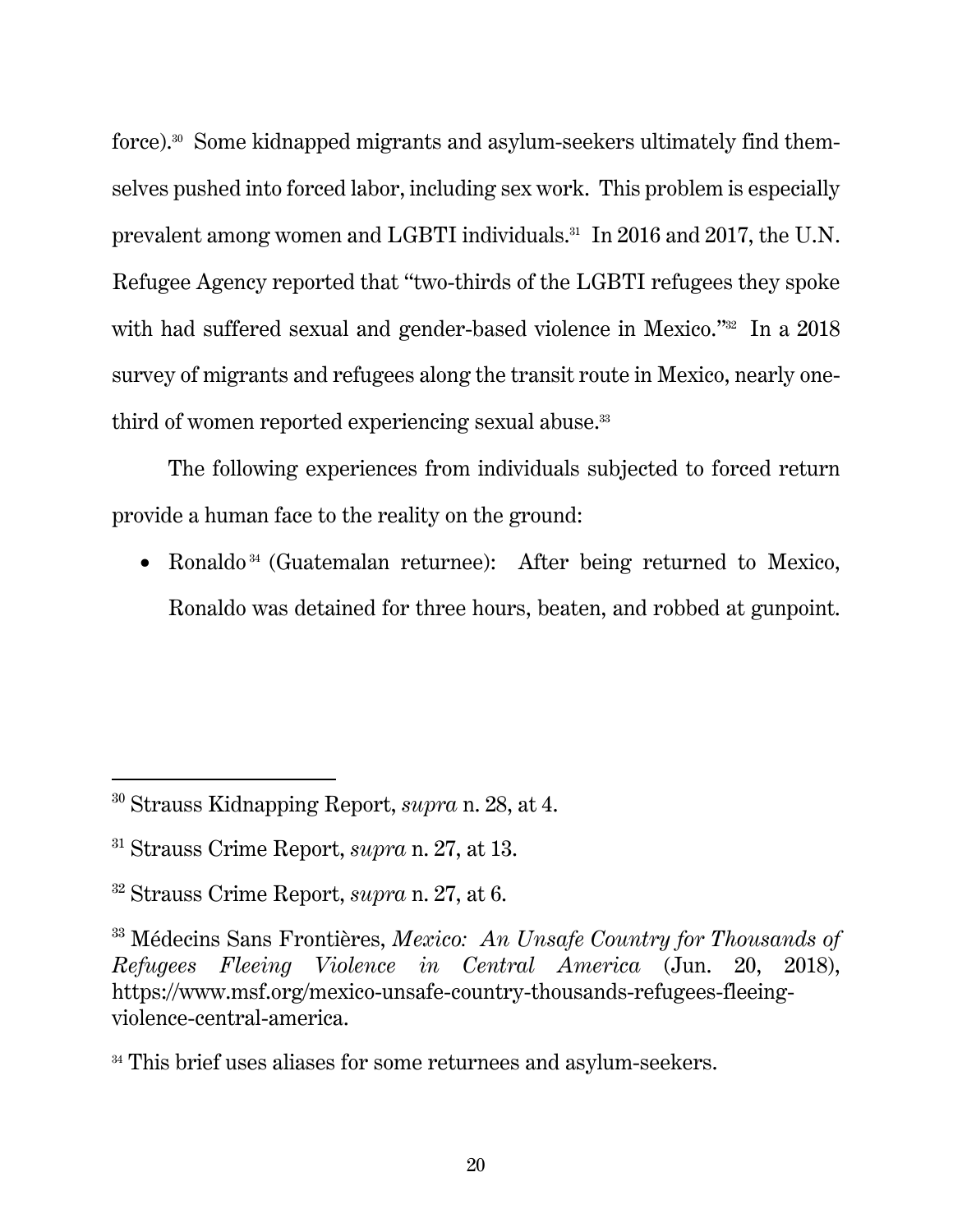force).[30] Some kidnapped migrants and asylum-seekers ultimately find themselves pushed into forced labor, including sex work. This problem is especially prevalent among women and LGBTI individuals.[31] In 2016 and 2017, the U.N. Refugee Agency reported that "two-thirds of the LGBTI refugees they spoke with had suffered sexual and gender-based violence in Mexico."[32] In a 2018 survey of migrants and refugees along the transit route in Mexico, nearly one-third of women reported experiencing sexual abuse.[33]

The following experiences from individuals subjected to forced return provide a human face to the reality on the ground:

- Ronaldo[34] (Guatemalan returnee): After being returned to Mexico, Ronaldo was detained for three hours, beaten, and robbed at gunpoint.

---

[30] Strauss Kidnapping Report, *supra* n. 28, at 4.

[31] Strauss Crime Report, *supra* n. 27, at 13.

[32] Strauss Crime Report, *supra* n. 27, at 6.

[33] Médecins Sans Frontières, *Mexico: An Unsafe Country for Thousands of Refugees Fleeing Violence in Central America* (Jun. 20, 2018), https://www.msf.org/mexico-unsafe-country-thousands-refugees-fleeing-violence-central-america.

[34] This brief uses aliases for some returnees and asylum-seekers.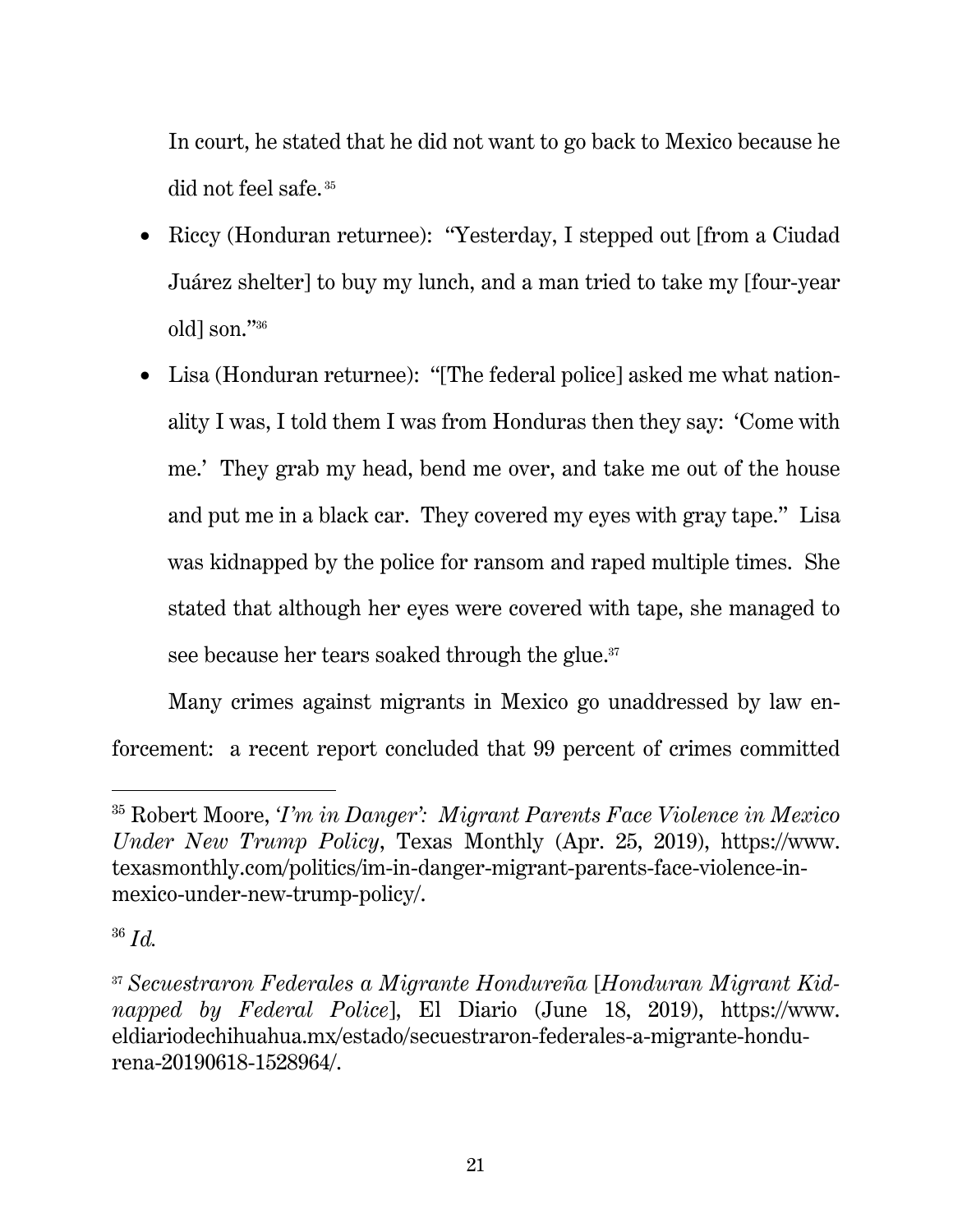In court, he stated that he did not want to go back to Mexico because he did not feel safe.[35]

- Riccy (Honduran returnee): "Yesterday, I stepped out [from a Ciudad Juárez shelter] to buy my lunch, and a man tried to take my [four-year old] son."[36]
- Lisa (Honduran returnee): "[The federal police] asked me what nationality I was, I told them I was from Honduras then they say: 'Come with me.' They grab my head, bend me over, and take me out of the house and put me in a black car. They covered my eyes with gray tape." Lisa was kidnapped by the police for ransom and raped multiple times. She stated that although her eyes were covered with tape, she managed to see because her tears soaked through the glue.[37]

Many crimes against migrants in Mexico go unaddressed by law enforcement: a recent report concluded that 99 percent of crimes committed

---

[35] Robert Moore, *'I'm in Danger': Migrant Parents Face Violence in Mexico Under New Trump Policy*, Texas Monthly (Apr. 25, 2019), https://www.texasmonthly.com/politics/im-in-danger-migrant-parents-face-violence-in-mexico-under-new-trump-policy/.

[36] *Id.*

[37] *Secuestraron Federales a Migrante Hondureña* [*Honduran Migrant Kidnapped by Federal Police*], El Diario (June 18, 2019), https://www.eldiariodechihuahua.mx/estado/secuestraron-federales-a-migrante-hondurena-20190618-1528964/.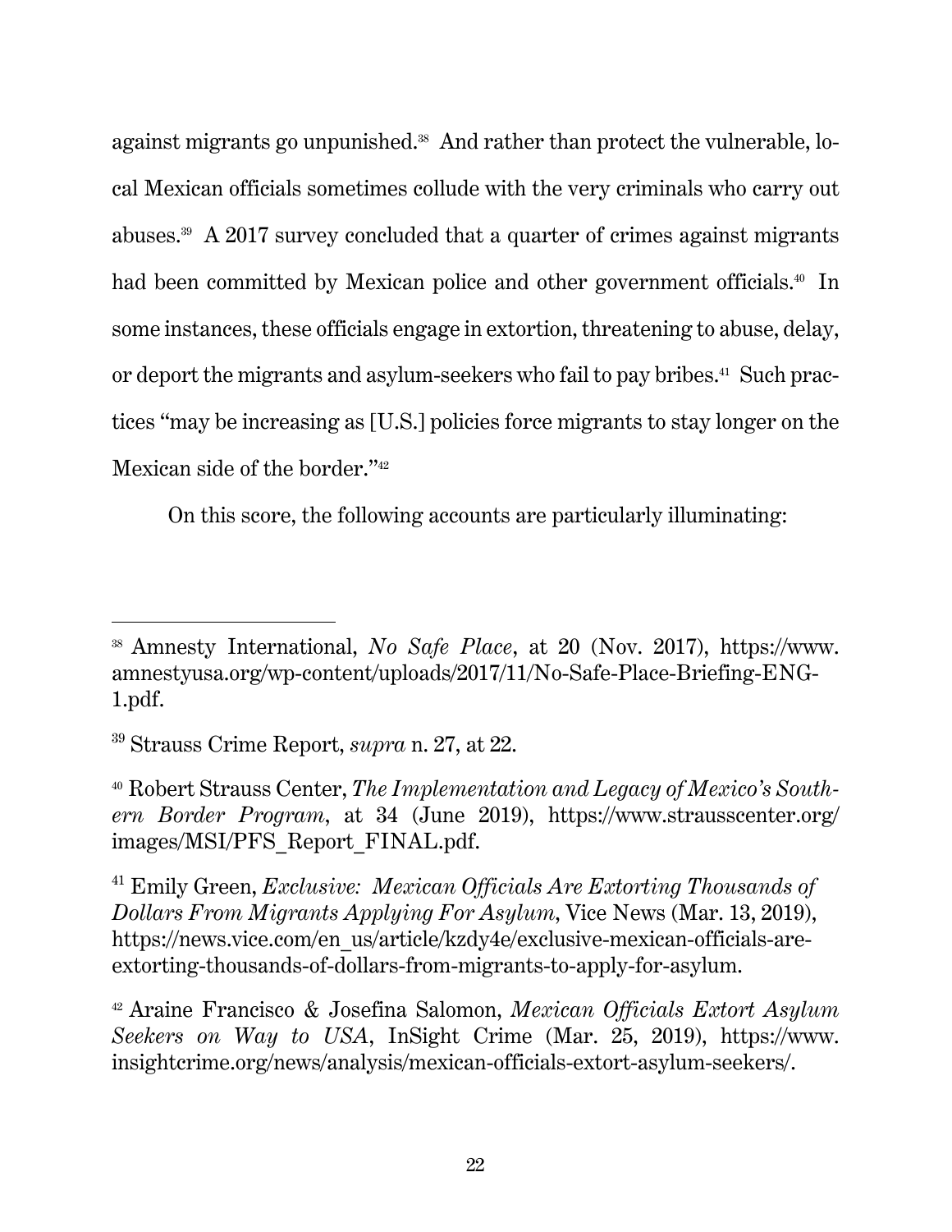against migrants go unpunished.[38] And rather than protect the vulnerable, local Mexican officials sometimes collude with the very criminals who carry out abuses.[39] A 2017 survey concluded that a quarter of crimes against migrants had been committed by Mexican police and other government officials.[40] In some instances, these officials engage in extortion, threatening to abuse, delay, or deport the migrants and asylum-seekers who fail to pay bribes.[41] Such practices "may be increasing as [U.S.] policies force migrants to stay longer on the Mexican side of the border."[42]

On this score, the following accounts are particularly illuminating:

---

[38] Amnesty International, *No Safe Place*, at 20 (Nov. 2017), https://www.amnestyusa.org/wp-content/uploads/2017/11/No-Safe-Place-Briefing-ENG-1.pdf.

[39] Strauss Crime Report, *supra* n. 27, at 22.

[40] Robert Strauss Center, *The Implementation and Legacy of Mexico's Southern Border Program*, at 34 (June 2019), https://www.strausscenter.org/images/MSI/PFS_Report_FINAL.pdf.

[41] Emily Green, *Exclusive: Mexican Officials Are Extorting Thousands of Dollars From Migrants Applying For Asylum*, Vice News (Mar. 13, 2019), https://news.vice.com/en_us/article/kzdy4e/exclusive-mexican-officials-are-extorting-thousands-of-dollars-from-migrants-to-apply-for-asylum.

[42] Araine Francisco & Josefina Salomon, *Mexican Officials Extort Asylum Seekers on Way to USA*, InSight Crime (Mar. 25, 2019), https://www.insightcrime.org/news/analysis/mexican-officials-extort-asylum-seekers/.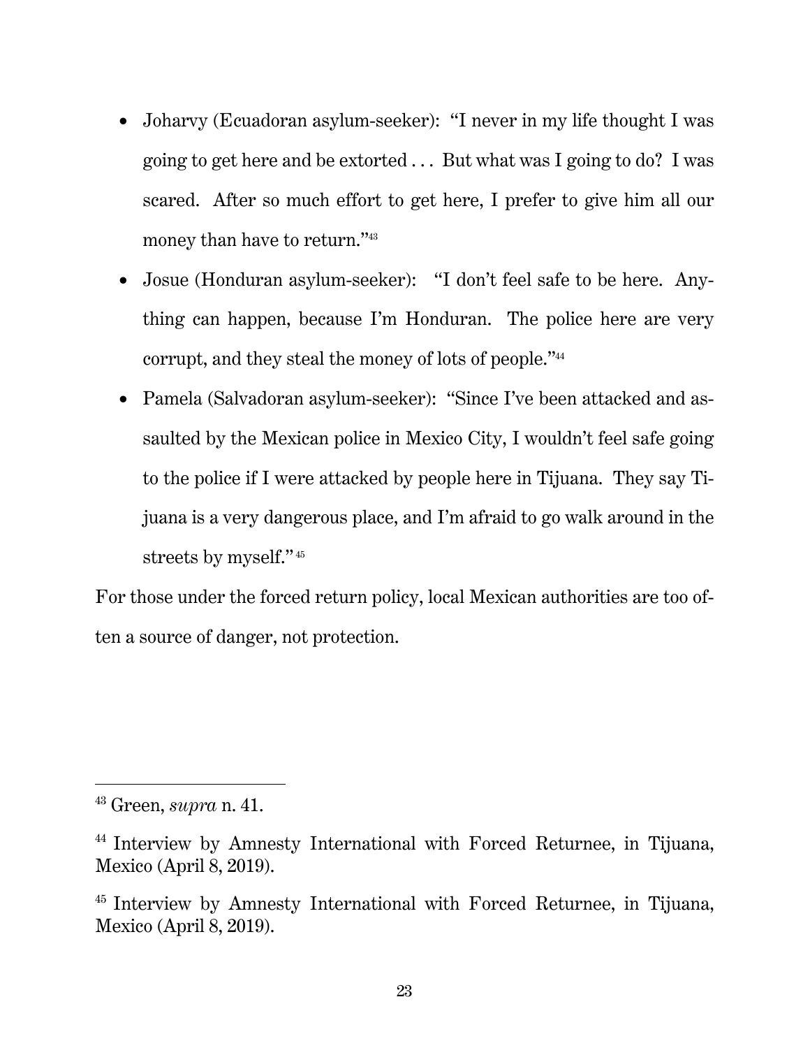- Joharvy (Ecuadoran asylum-seeker): "I never in my life thought I was going to get here and be extorted . . . But what was I going to do? I was scared. After so much effort to get here, I prefer to give him all our money than have to return."[43]
- Josue (Honduran asylum-seeker): "I don't feel safe to be here. Anything can happen, because I'm Honduran. The police here are very corrupt, and they steal the money of lots of people."[44]
- Pamela (Salvadoran asylum-seeker): "Since I've been attacked and assaulted by the Mexican police in Mexico City, I wouldn't feel safe going to the police if I were attacked by people here in Tijuana. They say Tijuana is a very dangerous place, and I'm afraid to go walk around in the streets by myself."[45]

For those under the forced return policy, local Mexican authorities are too often a source of danger, not protection.

---

[43] Green, *supra* n. 41.

[44] Interview by Amnesty International with Forced Returnee, in Tijuana, Mexico (April 8, 2019).

[45] Interview by Amnesty International with Forced Returnee, in Tijuana, Mexico (April 8, 2019).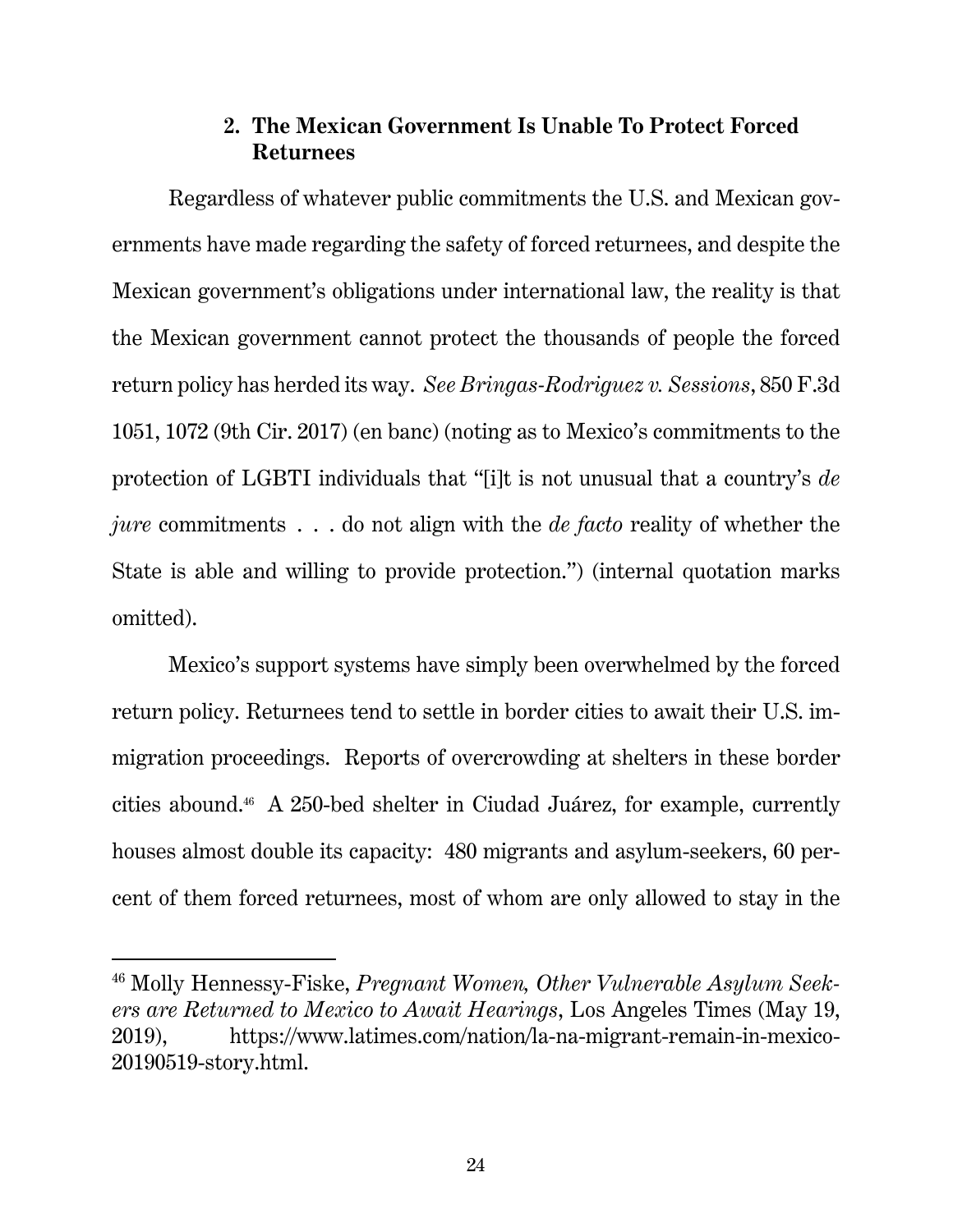### 2. The Mexican Government Is Unable To Protect Forced Returnees

Regardless of whatever public commitments the U.S. and Mexican governments have made regarding the safety of forced returnees, and despite the Mexican government's obligations under international law, the reality is that the Mexican government cannot protect the thousands of people the forced return policy has herded its way. *See Bringas-Rodriguez v. Sessions*, 850 F.3d 1051, 1072 (9th Cir. 2017) (en banc) (noting as to Mexico's commitments to the protection of LGBTI individuals that "[i]t is not unusual that a country's *de jure* commitments . . . do not align with the *de facto* reality of whether the State is able and willing to provide protection.") (internal quotation marks omitted).

Mexico's support systems have simply been overwhelmed by the forced return policy. Returnees tend to settle in border cities to await their U.S. immigration proceedings. Reports of overcrowding at shelters in these border cities abound.[46] A 250-bed shelter in Ciudad Juárez, for example, currently houses almost double its capacity: 480 migrants and asylum-seekers, 60 percent of them forced returnees, most of whom are only allowed to stay in the

---

[46] Molly Hennessy-Fiske, *Pregnant Women, Other Vulnerable Asylum Seekers are Returned to Mexico to Await Hearings*, Los Angeles Times (May 19, 2019), https://www.latimes.com/nation/la-na-migrant-remain-in-mexico-20190519-story.html.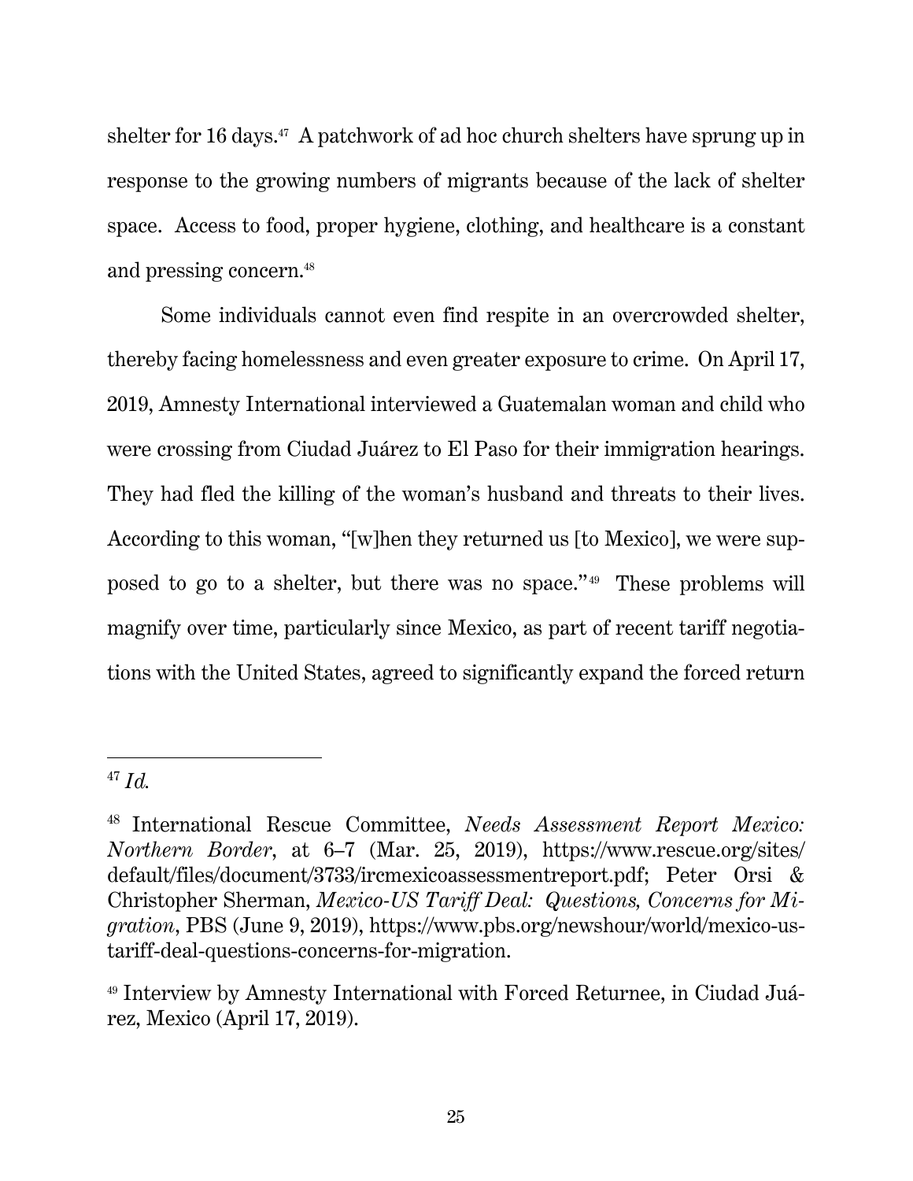shelter for 16 days.[47] A patchwork of ad hoc church shelters have sprung up in response to the growing numbers of migrants because of the lack of shelter space. Access to food, proper hygiene, clothing, and healthcare is a constant and pressing concern.[48]

Some individuals cannot even find respite in an overcrowded shelter, thereby facing homelessness and even greater exposure to crime. On April 17, 2019, Amnesty International interviewed a Guatemalan woman and child who were crossing from Ciudad Juárez to El Paso for their immigration hearings. They had fled the killing of the woman's husband and threats to their lives. According to this woman, "[w]hen they returned us [to Mexico], we were supposed to go to a shelter, but there was no space."[49] These problems will magnify over time, particularly since Mexico, as part of recent tariff negotiations with the United States, agreed to significantly expand the forced return

---

[47] *Id.*

[48] International Rescue Committee, *Needs Assessment Report Mexico: Northern Border*, at 6–7 (Mar. 25, 2019), https://www.rescue.org/sites/default/files/document/3733/ircmexicoassessmentreport.pdf; Peter Orsi & Christopher Sherman, *Mexico-US Tariff Deal: Questions, Concerns for Migration*, PBS (June 9, 2019), https://www.pbs.org/newshour/world/mexico-us-tariff-deal-questions-concerns-for-migration.

[49] Interview by Amnesty International with Forced Returnee, in Ciudad Juárez, Mexico (April 17, 2019).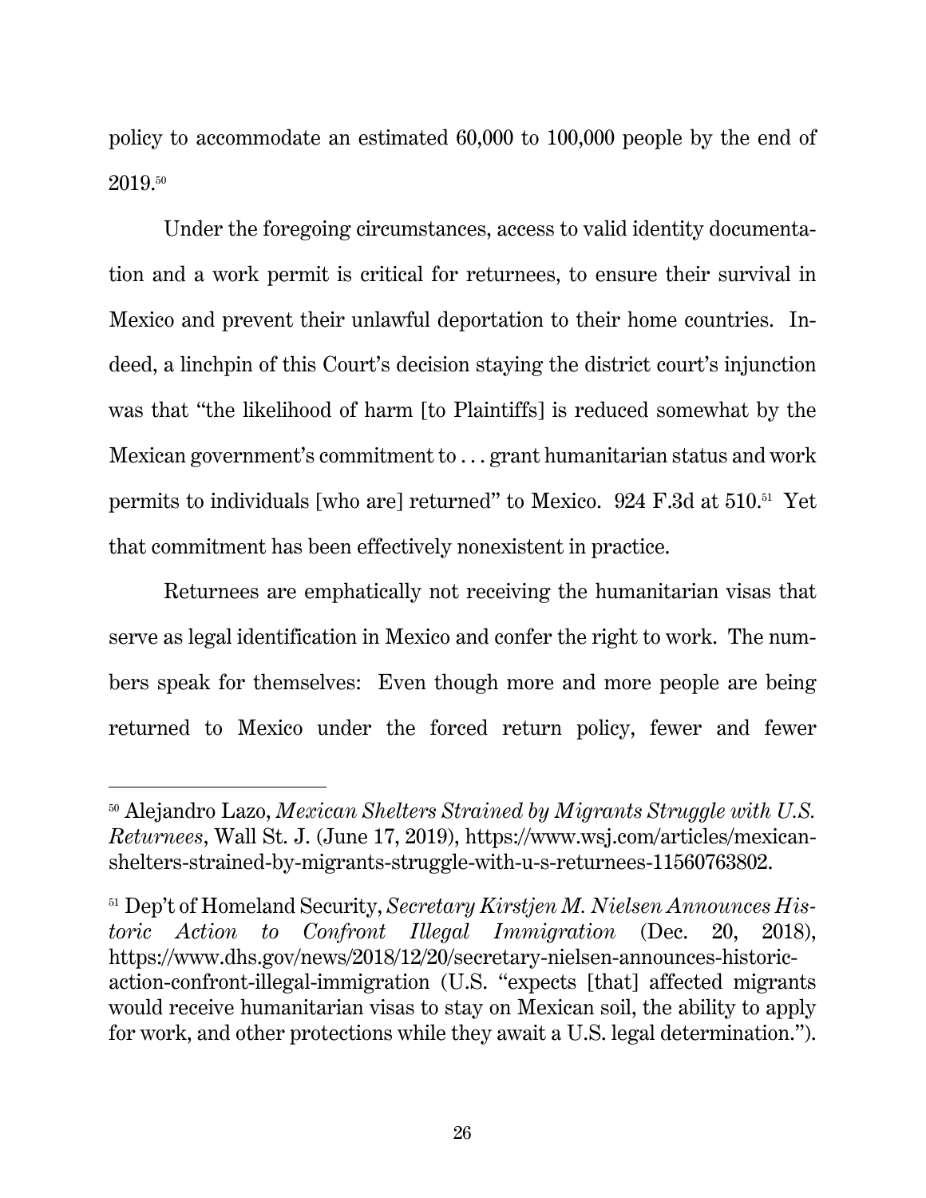policy to accommodate an estimated 60,000 to 100,000 people by the end of 2019.[50]

Under the foregoing circumstances, access to valid identity documentation and a work permit is critical for returnees, to ensure their survival in Mexico and prevent their unlawful deportation to their home countries. Indeed, a linchpin of this Court's decision staying the district court's injunction was that "the likelihood of harm [to Plaintiffs] is reduced somewhat by the Mexican government's commitment to . . . grant humanitarian status and work permits to individuals [who are] returned" to Mexico. 924 F.3d at 510.[51] Yet that commitment has been effectively nonexistent in practice.

Returnees are emphatically not receiving the humanitarian visas that serve as legal identification in Mexico and confer the right to work. The numbers speak for themselves: Even though more and more people are being returned to Mexico under the forced return policy, fewer and fewer

---

[50] Alejandro Lazo, *Mexican Shelters Strained by Migrants Struggle with U.S. Returnees*, Wall St. J. (June 17, 2019), https://www.wsj.com/articles/mexican-shelters-strained-by-migrants-struggle-with-u-s-returnees-11560763802.

[51] Dep't of Homeland Security, *Secretary Kirstjen M. Nielsen Announces Historic Action to Confront Illegal Immigration* (Dec. 20, 2018), https://www.dhs.gov/news/2018/12/20/secretary-nielsen-announces-historic-action-confront-illegal-immigration (U.S. "expects [that] affected migrants would receive humanitarian visas to stay on Mexican soil, the ability to apply for work, and other protections while they await a U.S. legal determination.").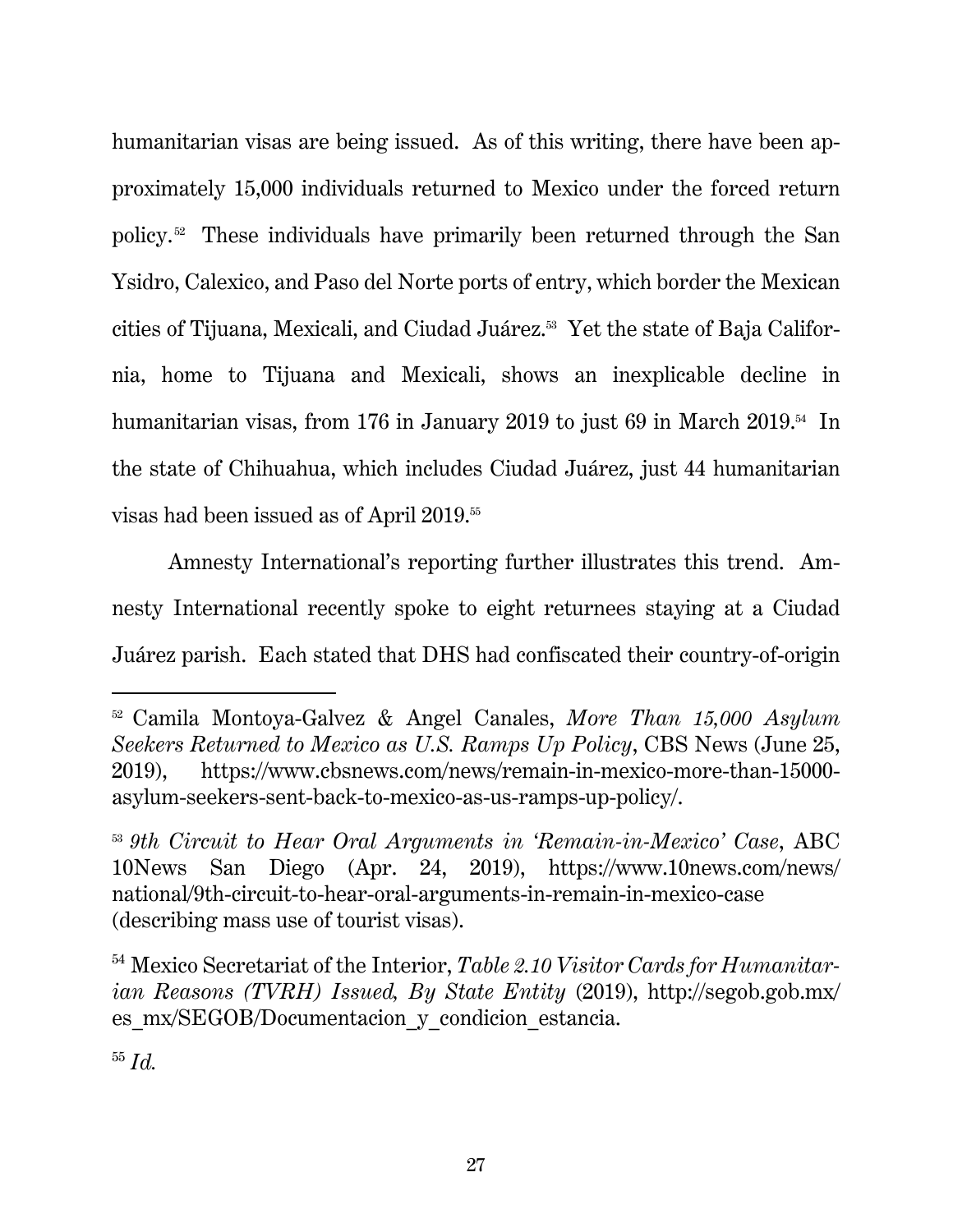humanitarian visas are being issued. As of this writing, there have been approximately 15,000 individuals returned to Mexico under the forced return policy.[52] These individuals have primarily been returned through the San Ysidro, Calexico, and Paso del Norte ports of entry, which border the Mexican cities of Tijuana, Mexicali, and Ciudad Juárez.[53] Yet the state of Baja California, home to Tijuana and Mexicali, shows an inexplicable decline in humanitarian visas, from 176 in January 2019 to just 69 in March 2019.[54] In the state of Chihuahua, which includes Ciudad Juárez, just 44 humanitarian visas had been issued as of April 2019.[55]

Amnesty International's reporting further illustrates this trend. Amnesty International recently spoke to eight returnees staying at a Ciudad Juárez parish. Each stated that DHS had confiscated their country-of-origin

---

[52] Camila Montoya-Galvez & Angel Canales, *More Than 15,000 Asylum Seekers Returned to Mexico as U.S. Ramps Up Policy*, CBS News (June 25, 2019), https://www.cbsnews.com/news/remain-in-mexico-more-than-15000-asylum-seekers-sent-back-to-mexico-as-us-ramps-up-policy/.

[53] *9th Circuit to Hear Oral Arguments in 'Remain-in-Mexico' Case*, ABC 10News San Diego (Apr. 24, 2019), https://www.10news.com/news/national/9th-circuit-to-hear-oral-arguments-in-remain-in-mexico-case (describing mass use of tourist visas).

[54] Mexico Secretariat of the Interior, *Table 2.10 Visitor Cards for Humanitarian Reasons (TVRH) Issued, By State Entity* (2019), http://segob.gob.mx/es_mx/SEGOB/Documentacion_y_condicion_estancia.

[55] *Id.*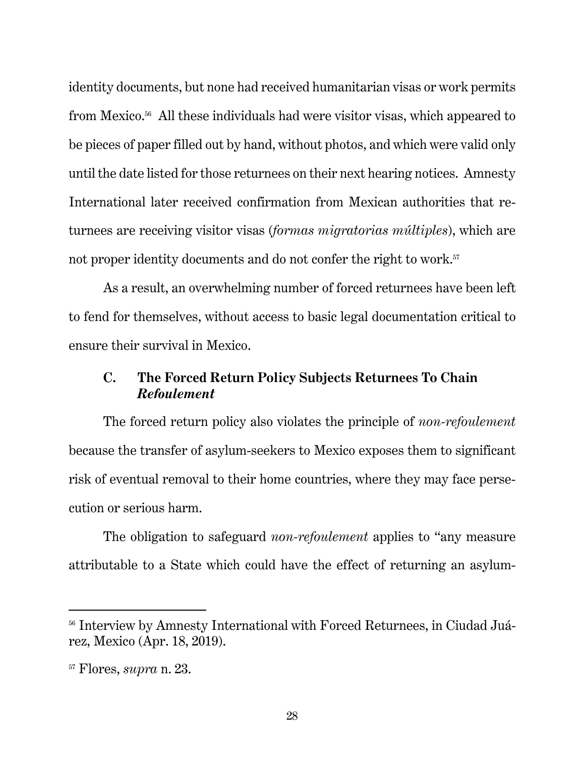identity documents, but none had received humanitarian visas or work permits from Mexico.[56] All these individuals had were visitor visas, which appeared to be pieces of paper filled out by hand, without photos, and which were valid only until the date listed for those returnees on their next hearing notices. Amnesty International later received confirmation from Mexican authorities that returnees are receiving visitor visas (*formas migratorias múltiples*), which are not proper identity documents and do not confer the right to work.[57]

As a result, an overwhelming number of forced returnees have been left to fend for themselves, without access to basic legal documentation critical to ensure their survival in Mexico.

### C. The Forced Return Policy Subjects Returnees To Chain *Refoulement*

The forced return policy also violates the principle of *non-refoulement* because the transfer of asylum-seekers to Mexico exposes them to significant risk of eventual removal to their home countries, where they may face persecution or serious harm.

The obligation to safeguard *non-refoulement* applies to "any measure attributable to a State which could have the effect of returning an asylum-

---

[56] Interview by Amnesty International with Forced Returnees, in Ciudad Juárez, Mexico (Apr. 18, 2019).

[57] Flores, *supra* n. 23.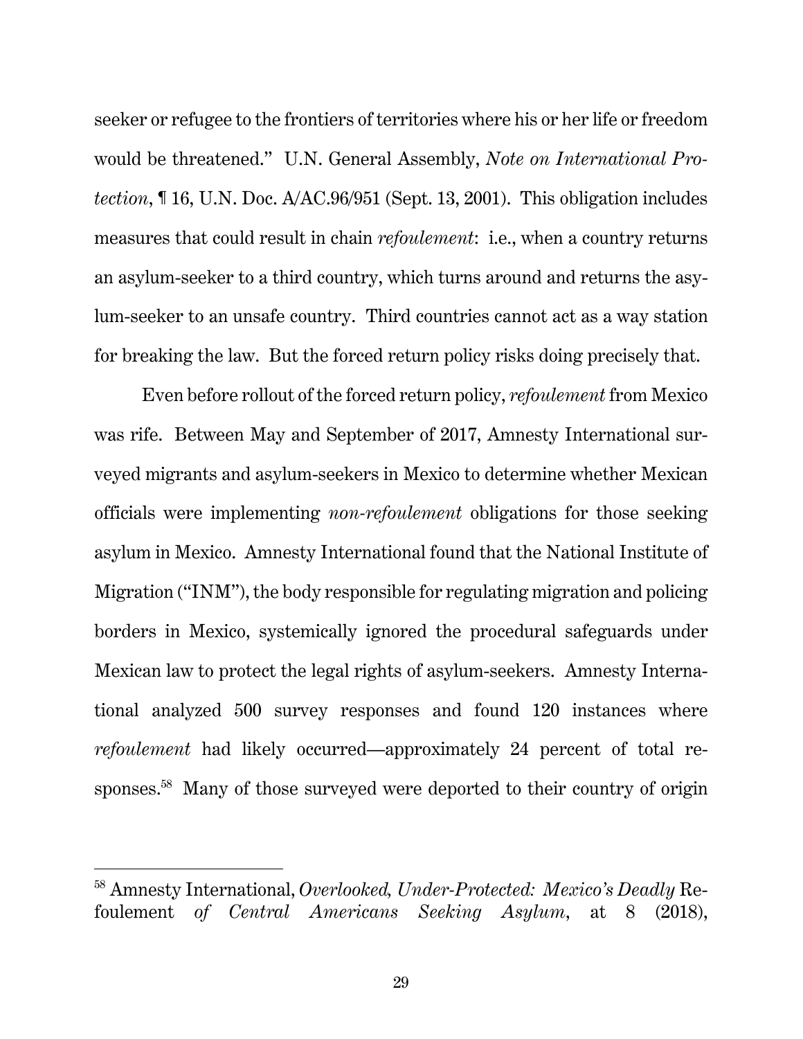seeker or refugee to the frontiers of territories where his or her life or freedom would be threatened." U.N. General Assembly, *Note on International Protection*, ¶ 16, U.N. Doc. A/AC.96/951 (Sept. 13, 2001). This obligation includes measures that could result in chain *refoulement*: i.e., when a country returns an asylum-seeker to a third country, which turns around and returns the asylum-seeker to an unsafe country. Third countries cannot act as a way station for breaking the law. But the forced return policy risks doing precisely that.

Even before rollout of the forced return policy, *refoulement* from Mexico was rife. Between May and September of 2017, Amnesty International surveyed migrants and asylum-seekers in Mexico to determine whether Mexican officials were implementing *non-refoulement* obligations for those seeking asylum in Mexico. Amnesty International found that the National Institute of Migration ("INM"), the body responsible for regulating migration and policing borders in Mexico, systemically ignored the procedural safeguards under Mexican law to protect the legal rights of asylum-seekers. Amnesty International analyzed 500 survey responses and found 120 instances where *refoulement* had likely occurred—approximately 24 percent of total responses.[58] Many of those surveyed were deported to their country of origin

---

[58] Amnesty International, *Overlooked, Under-Protected: Mexico's Deadly* Refoulement *of Central Americans Seeking Asylum*, at 8 (2018),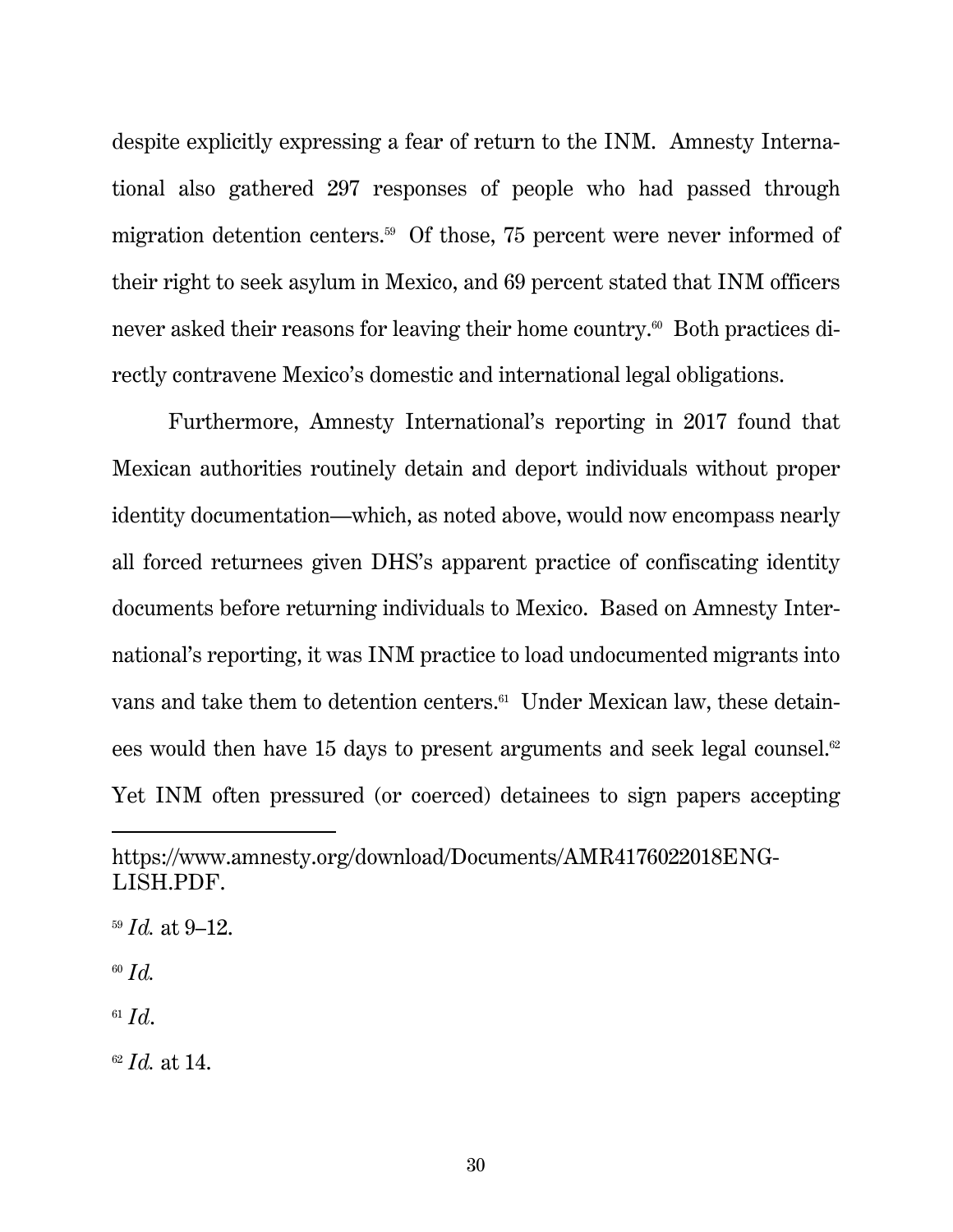despite explicitly expressing a fear of return to the INM. Amnesty International also gathered 297 responses of people who had passed through migration detention centers.[59] Of those, 75 percent were never informed of their right to seek asylum in Mexico, and 69 percent stated that INM officers never asked their reasons for leaving their home country.[60] Both practices directly contravene Mexico's domestic and international legal obligations.

Furthermore, Amnesty International's reporting in 2017 found that Mexican authorities routinely detain and deport individuals without proper identity documentation—which, as noted above, would now encompass nearly all forced returnees given DHS's apparent practice of confiscating identity documents before returning individuals to Mexico. Based on Amnesty International's reporting, it was INM practice to load undocumented migrants into vans and take them to detention centers.[61] Under Mexican law, these detainees would then have 15 days to present arguments and seek legal counsel.[62] Yet INM often pressured (or coerced) detainees to sign papers accepting

---

https://www.amnesty.org/download/Documents/AMR4176022018ENGLISH.PDF.

[59] *Id.* at 9–12.

[60] *Id.*

[61] *Id.*

[62] *Id.* at 14.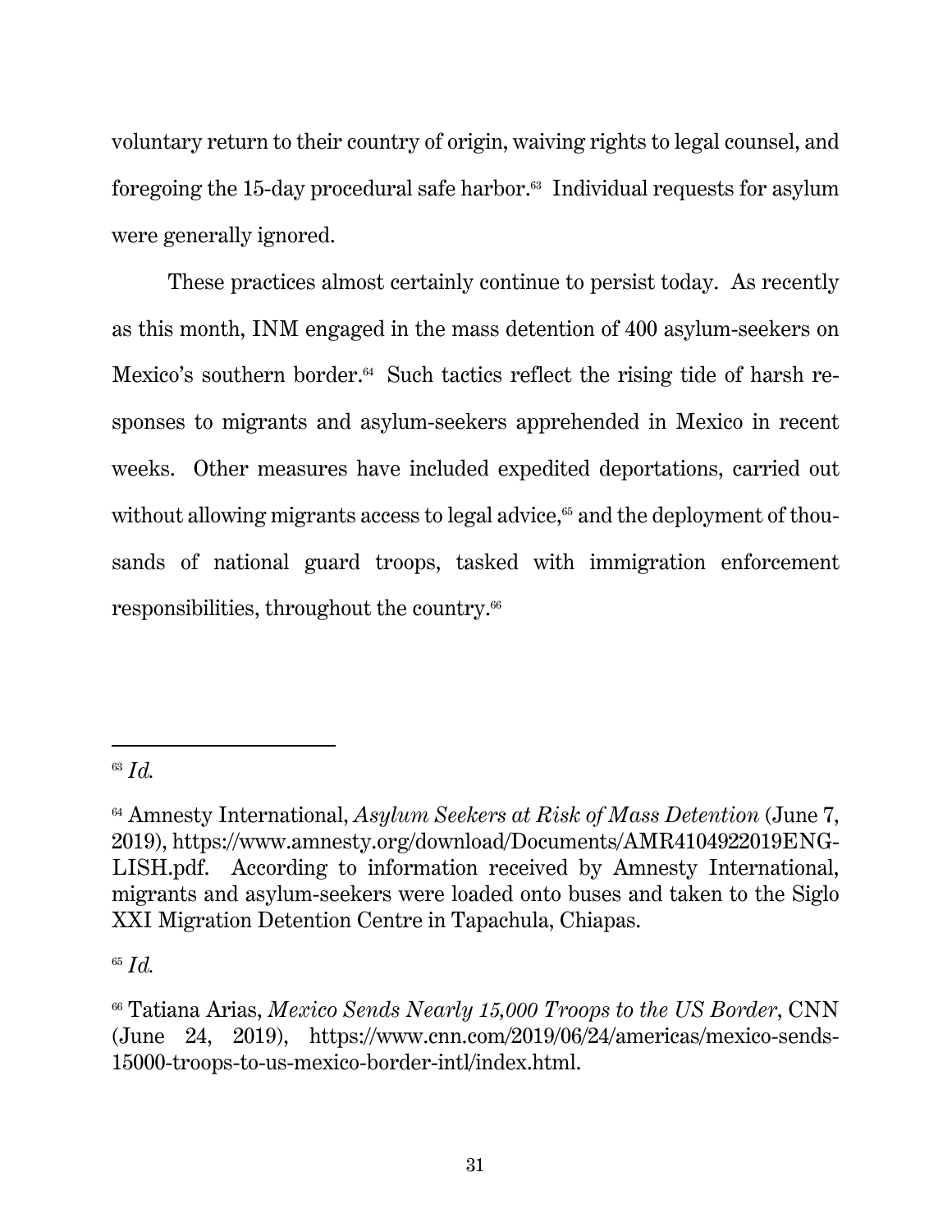voluntary return to their country of origin, waiving rights to legal counsel, and foregoing the 15-day procedural safe harbor.[63] Individual requests for asylum were generally ignored.

These practices almost certainly continue to persist today. As recently as this month, INM engaged in the mass detention of 400 asylum-seekers on Mexico's southern border.[64] Such tactics reflect the rising tide of harsh responses to migrants and asylum-seekers apprehended in Mexico in recent weeks. Other measures have included expedited deportations, carried out without allowing migrants access to legal advice,[65] and the deployment of thousands of national guard troops, tasked with immigration enforcement responsibilities, throughout the country.[66]

---

[63] *Id.*

[64] Amnesty International, *Asylum Seekers at Risk of Mass Detention* (June 7, 2019), https://www.amnesty.org/download/Documents/AMR4104922019ENGLISH.pdf. According to information received by Amnesty International, migrants and asylum-seekers were loaded onto buses and taken to the Siglo XXI Migration Detention Centre in Tapachula, Chiapas.

[65] *Id.*

[66] Tatiana Arias, *Mexico Sends Nearly 15,000 Troops to the US Border*, CNN (June 24, 2019), https://www.cnn.com/2019/06/24/americas/mexico-sends-15000-troops-to-us-mexico-border-intl/index.html.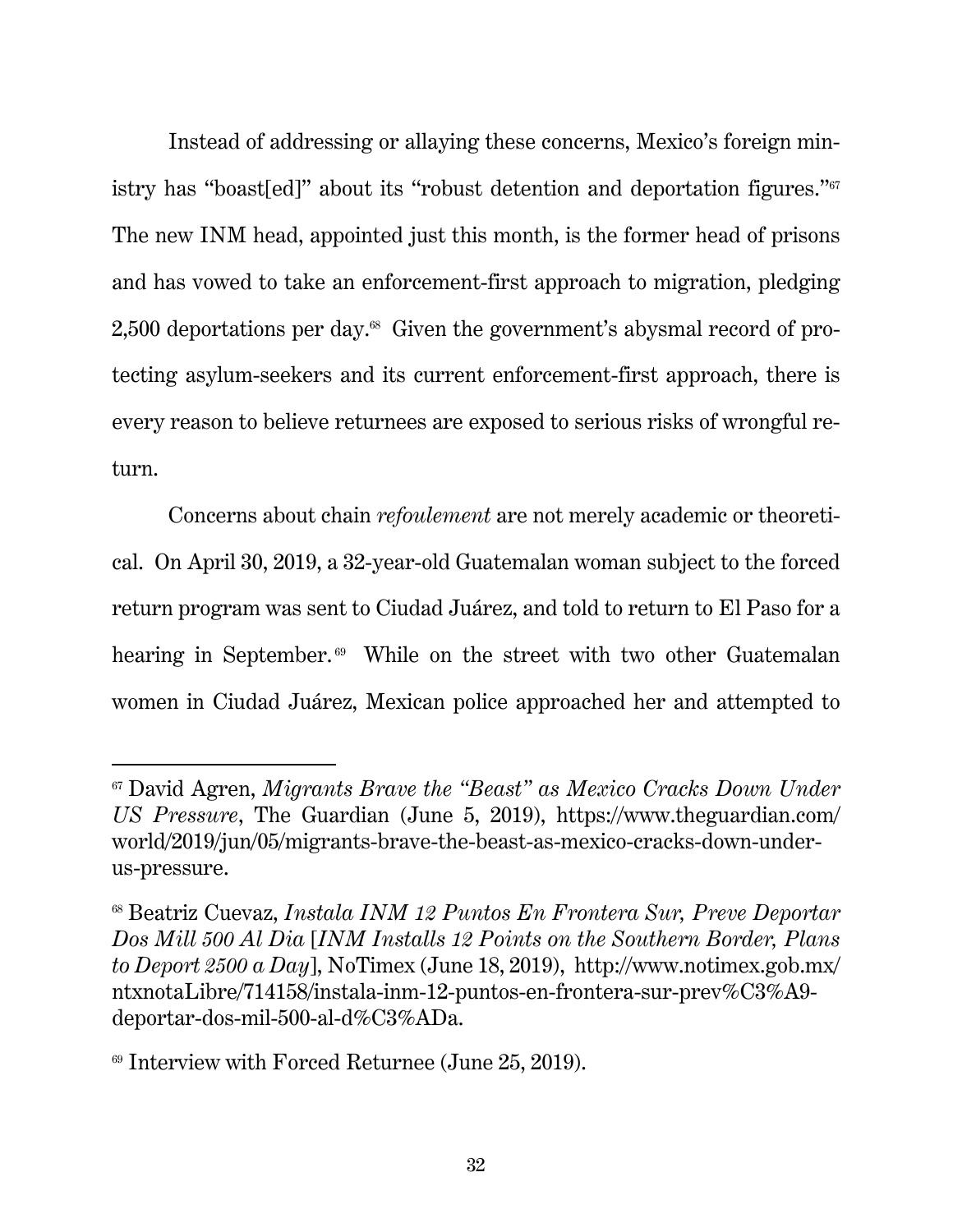Instead of addressing or allaying these concerns, Mexico's foreign ministry has "boast[ed]" about its "robust detention and deportation figures."[67] The new INM head, appointed just this month, is the former head of prisons and has vowed to take an enforcement-first approach to migration, pledging 2,500 deportations per day.[68] Given the government's abysmal record of protecting asylum-seekers and its current enforcement-first approach, there is every reason to believe returnees are exposed to serious risks of wrongful return.

Concerns about chain *refoulement* are not merely academic or theoretical. On April 30, 2019, a 32-year-old Guatemalan woman subject to the forced return program was sent to Ciudad Juárez, and told to return to El Paso for a hearing in September.[69] While on the street with two other Guatemalan women in Ciudad Juárez, Mexican police approached her and attempted to

---

[67] David Agren, *Migrants Brave the "Beast" as Mexico Cracks Down Under US Pressure*, The Guardian (June 5, 2019), https://www.theguardian.com/world/2019/jun/05/migrants-brave-the-beast-as-mexico-cracks-down-under-us-pressure.

[68] Beatriz Cuevaz, *Instala INM 12 Puntos En Frontera Sur, Preve Deportar Dos Mill 500 Al Dia* [*INM Installs 12 Points on the Southern Border, Plans to Deport 2500 a Day*], NoTimex (June 18, 2019), http://www.notimex.gob.mx/ntxnotaLibre/714158/instala-inm-12-puntos-en-frontera-sur-prev%C3%A9-deportar-dos-mil-500-al-d%C3%ADa.

[69] Interview with Forced Returnee (June 25, 2019).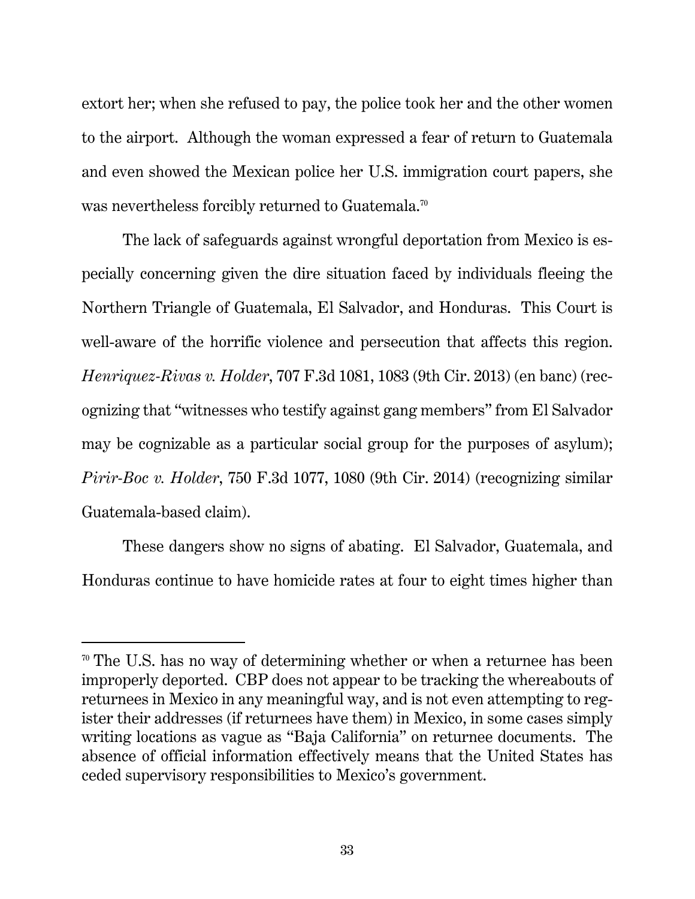extort her; when she refused to pay, the police took her and the other women to the airport. Although the woman expressed a fear of return to Guatemala and even showed the Mexican police her U.S. immigration court papers, she was nevertheless forcibly returned to Guatemala.[70]

The lack of safeguards against wrongful deportation from Mexico is especially concerning given the dire situation faced by individuals fleeing the Northern Triangle of Guatemala, El Salvador, and Honduras. This Court is well-aware of the horrific violence and persecution that affects this region. *Henriquez-Rivas v. Holder*, 707 F.3d 1081, 1083 (9th Cir. 2013) (en banc) (recognizing that "witnesses who testify against gang members" from El Salvador may be cognizable as a particular social group for the purposes of asylum); *Pirir-Boc v. Holder*, 750 F.3d 1077, 1080 (9th Cir. 2014) (recognizing similar Guatemala-based claim).

These dangers show no signs of abating. El Salvador, Guatemala, and Honduras continue to have homicide rates at four to eight times higher than

---

[70] The U.S. has no way of determining whether or when a returnee has been improperly deported. CBP does not appear to be tracking the whereabouts of returnees in Mexico in any meaningful way, and is not even attempting to register their addresses (if returnees have them) in Mexico, in some cases simply writing locations as vague as "Baja California" on returnee documents. The absence of official information effectively means that the United States has ceded supervisory responsibilities to Mexico's government.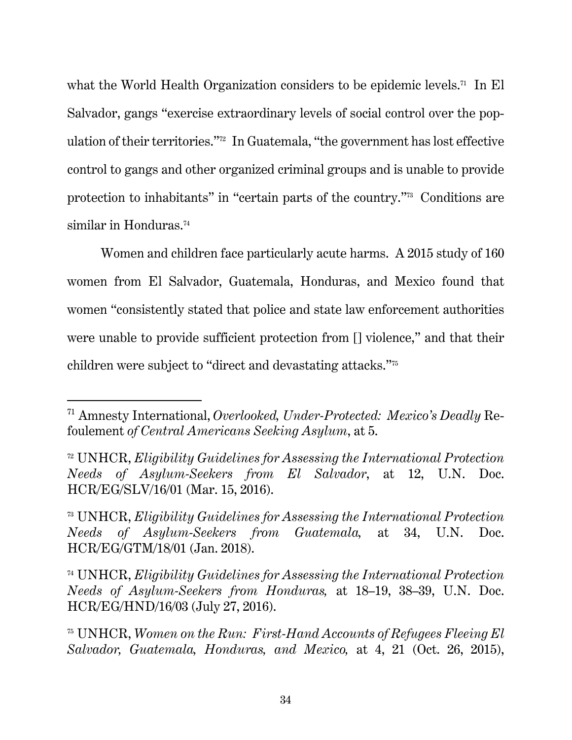what the World Health Organization considers to be epidemic levels.[71] In El Salvador, gangs "exercise extraordinary levels of social control over the population of their territories."[72] In Guatemala, "the government has lost effective control to gangs and other organized criminal groups and is unable to provide protection to inhabitants" in "certain parts of the country."[73] Conditions are similar in Honduras.[74]

Women and children face particularly acute harms. A 2015 study of 160 women from El Salvador, Guatemala, Honduras, and Mexico found that women "consistently stated that police and state law enforcement authorities were unable to provide sufficient protection from [] violence," and that their children were subject to "direct and devastating attacks."[75]

---

[71] Amnesty International, *Overlooked, Under-Protected: Mexico's Deadly* Refoulement *of Central Americans Seeking Asylum*, at 5.

[72] UNHCR, *Eligibility Guidelines for Assessing the International Protection Needs of Asylum-Seekers from El Salvador*, at 12, U.N. Doc. HCR/EG/SLV/16/01 (Mar. 15, 2016).

[73] UNHCR, *Eligibility Guidelines for Assessing the International Protection Needs of Asylum-Seekers from Guatemala,* at 34, U.N. Doc. HCR/EG/GTM/18/01 (Jan. 2018).

[74] UNHCR, *Eligibility Guidelines for Assessing the International Protection Needs of Asylum-Seekers from Honduras,* at 18–19, 38–39, U.N. Doc. HCR/EG/HND/16/03 (July 27, 2016).

[75] UNHCR, *Women on the Run: First-Hand Accounts of Refugees Fleeing El Salvador, Guatemala, Honduras, and Mexico,* at 4, 21 (Oct. 26, 2015),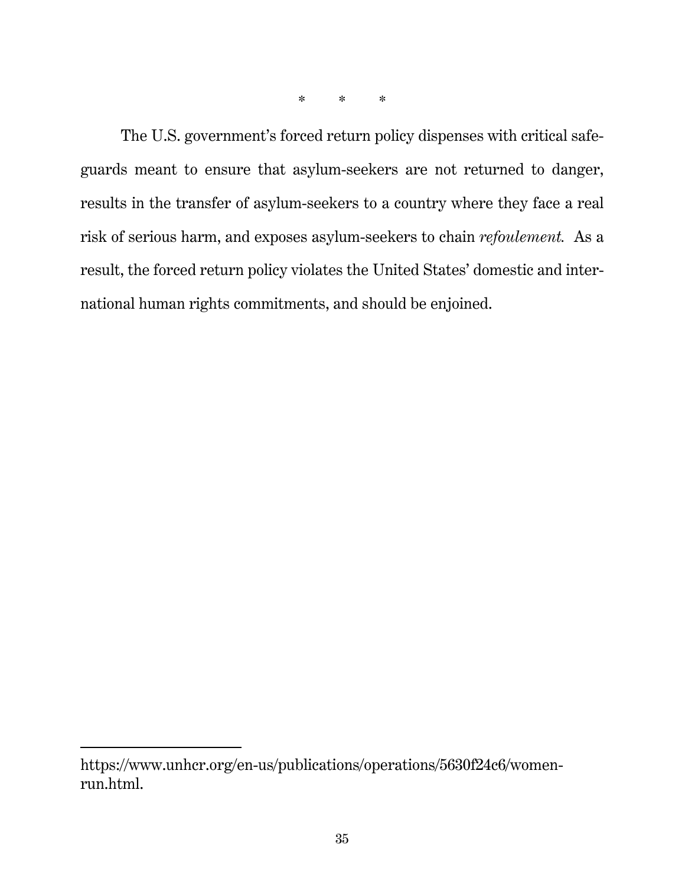\*         \*         \*

The U.S. government's forced return policy dispenses with critical safeguards meant to ensure that asylum-seekers are not returned to danger, results in the transfer of asylum-seekers to a country where they face a real risk of serious harm, and exposes asylum-seekers to chain *refoulement.* As a result, the forced return policy violates the United States' domestic and international human rights commitments, and should be enjoined.

---

https://www.unhcr.org/en-us/publications/operations/5630f24c6/women-run.html.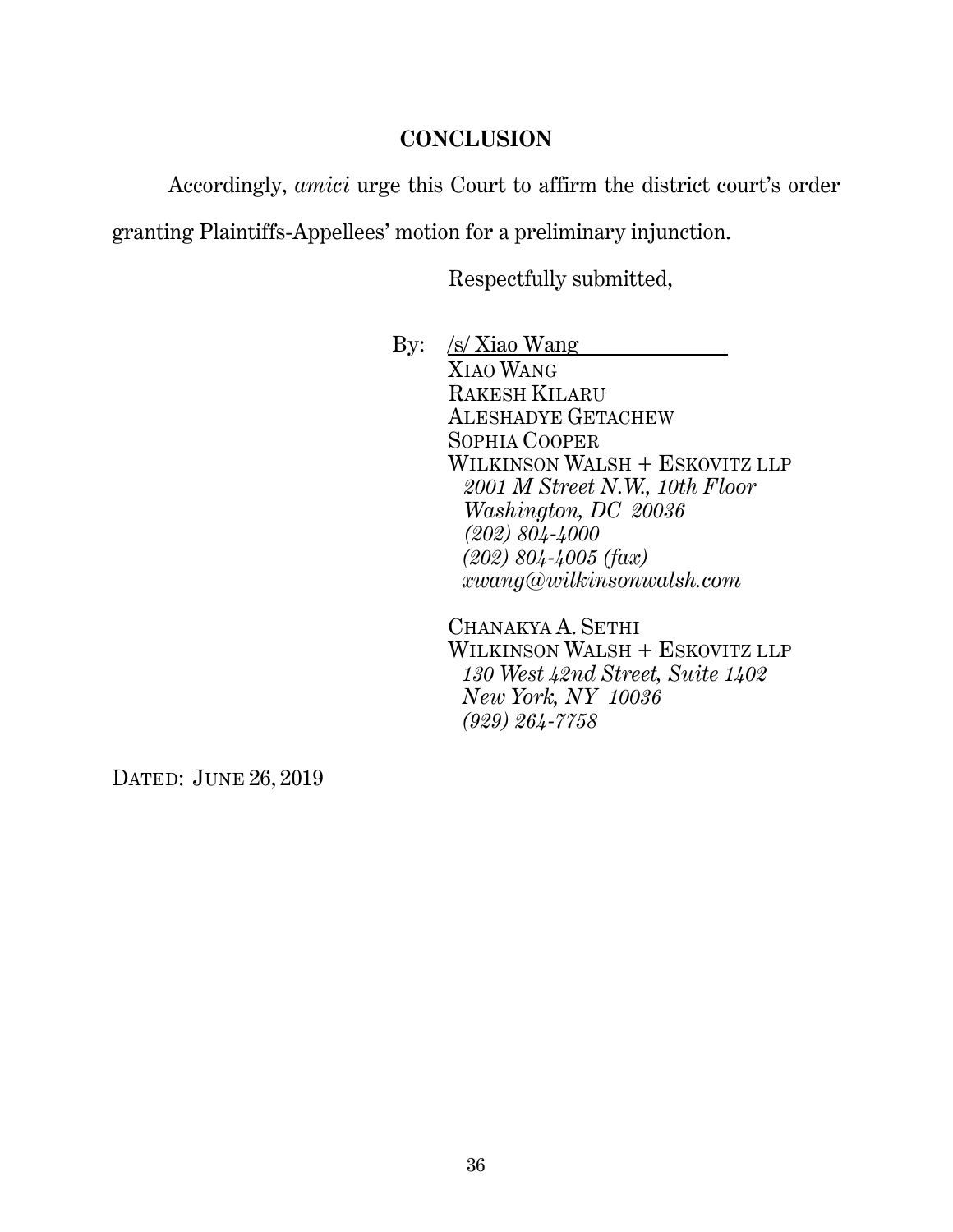## CONCLUSION

Accordingly, *amici* urge this Court to affirm the district court's order granting Plaintiffs-Appellees' motion for a preliminary injunction.

Respectfully submitted,

By: /s/ Xiao Wang
XIAO WANG
RAKESH KILARU
ALESHADYE GETACHEW
SOPHIA COOPER
WILKINSON WALSH + ESKOVITZ LLP
*2001 M Street N.W., 10th Floor*
*Washington, DC 20036*
*(202) 804-4000*
*(202) 804-4005 (fax)*
*xwang@wilkinsonwalsh.com*

CHANAKYA A. SETHI
WILKINSON WALSH + ESKOVITZ LLP
*130 West 42nd Street, Suite 1402*
*New York, NY 10036*
*(929) 264-7758*

DATED: JUNE 26, 2019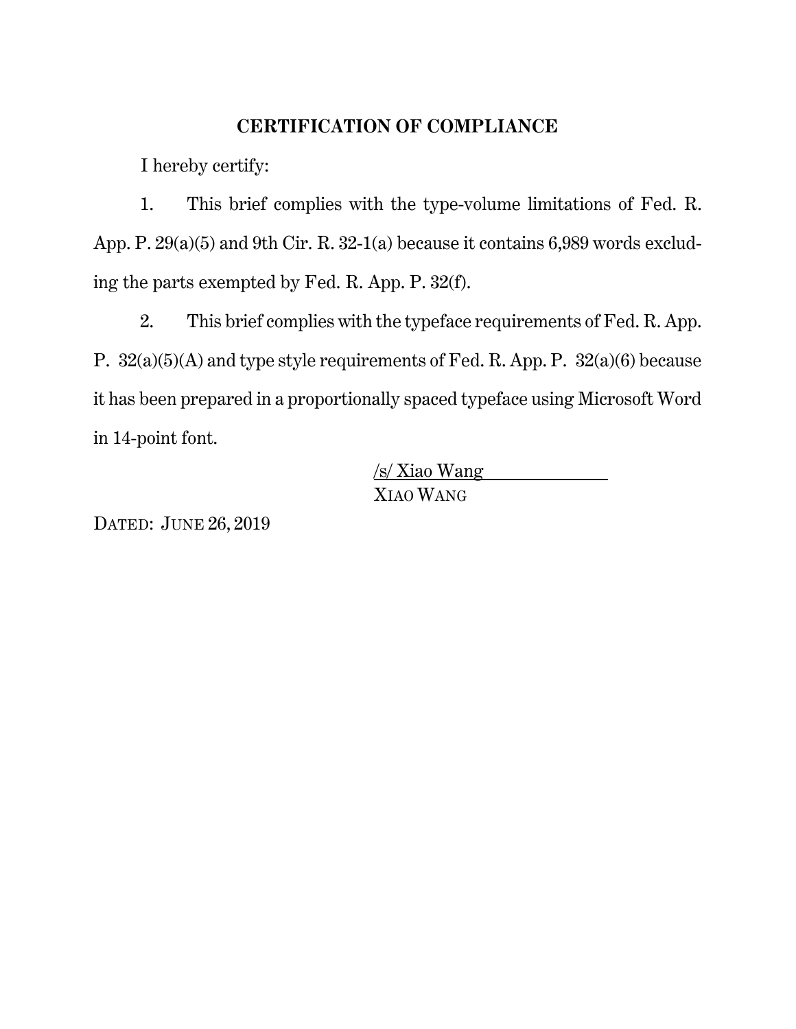## CERTIFICATION OF COMPLIANCE

I hereby certify:

1. This brief complies with the type-volume limitations of Fed. R. App. P. 29(a)(5) and 9th Cir. R. 32-1(a) because it contains 6,989 words excluding the parts exempted by Fed. R. App. P. 32(f).

2. This brief complies with the typeface requirements of Fed. R. App. P. 32(a)(5)(A) and type style requirements of Fed. R. App. P. 32(a)(6) because it has been prepared in a proportionally spaced typeface using Microsoft Word in 14-point font.

/s/ Xiao Wang
XIAO WANG

DATED: JUNE 26, 2019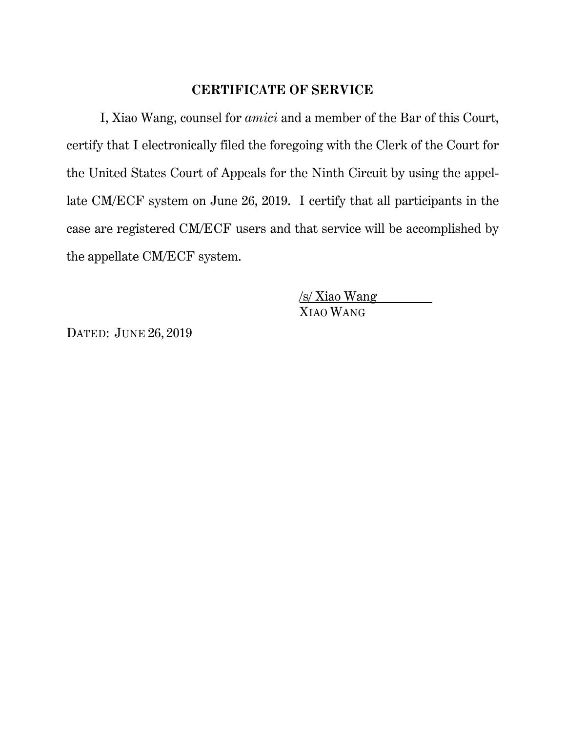## CERTIFICATE OF SERVICE

I, Xiao Wang, counsel for *amici* and a member of the Bar of this Court, certify that I electronically filed the foregoing with the Clerk of the Court for the United States Court of Appeals for the Ninth Circuit by using the appellate CM/ECF system on June 26, 2019. I certify that all participants in the case are registered CM/ECF users and that service will be accomplished by the appellate CM/ECF system.

/s/ Xiao Wang
XIAO WANG

DATED: JUNE 26, 2019